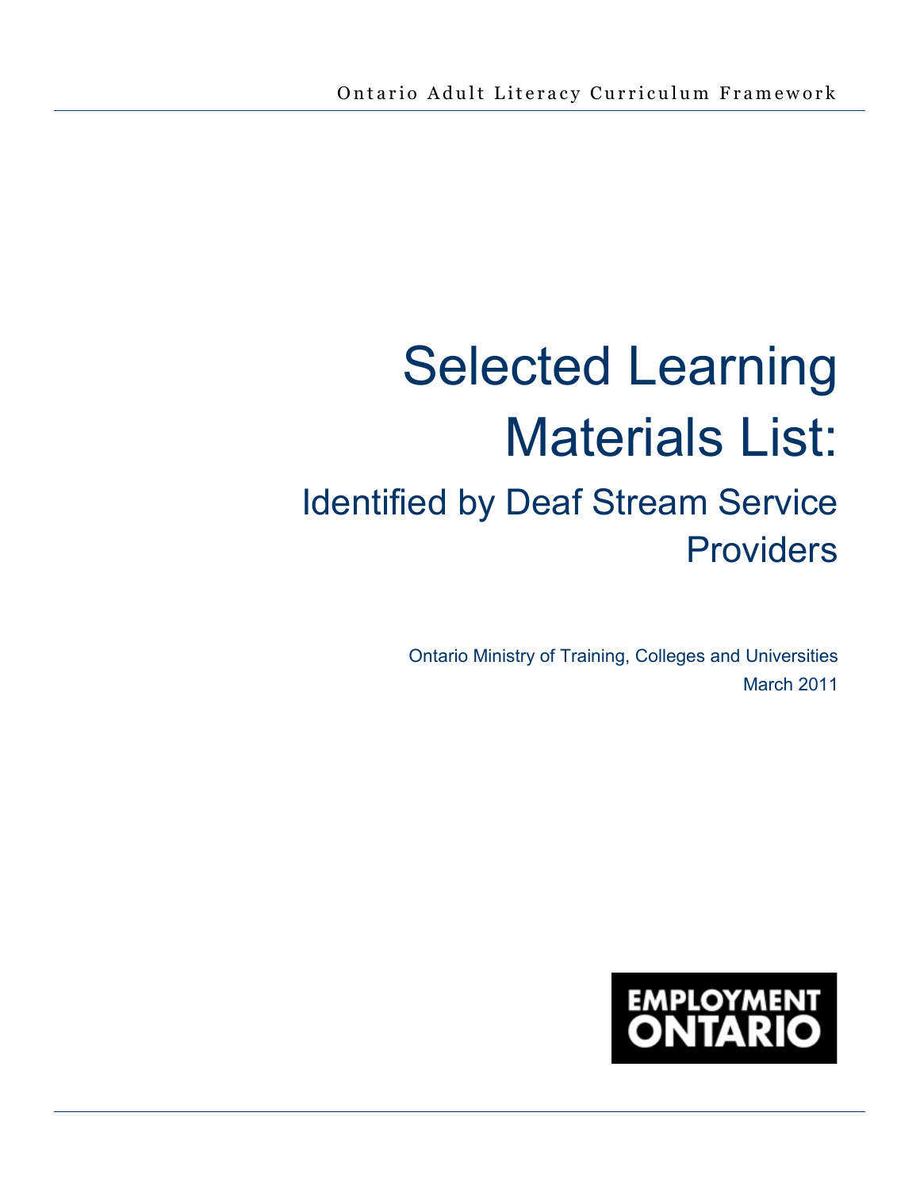Ontario Adult Literacy Curriculum Framework

# Selected Learning Materials List:

## Identified by Deaf Stream Service Providers

Ontario Ministry of Training, Colleges and Universities
March 2011

EMPLOYMENT ONTARIO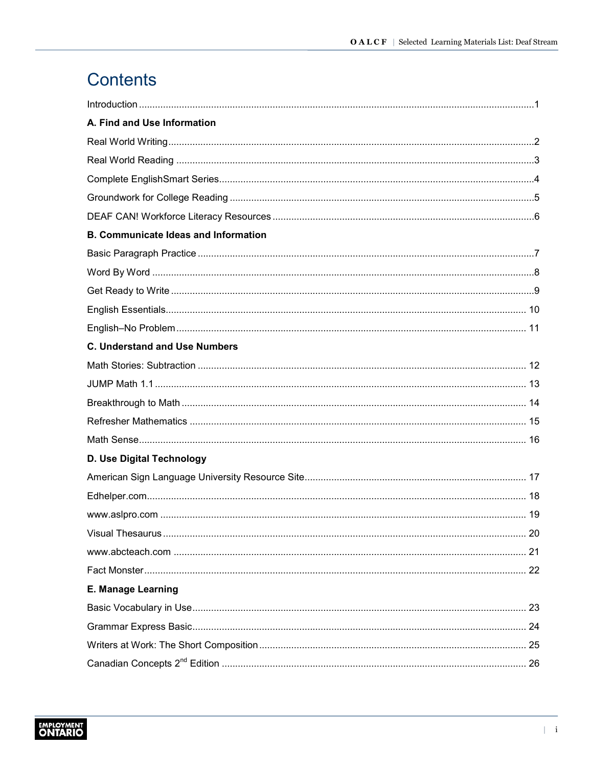# Contents

Introduction ........................................................................ 1

**A. Find and Use Information**

Real World Writing ........................................................................ 2

Real World Reading ........................................................................ 3

Complete EnglishSmart Series ........................................................................ 4

Groundwork for College Reading ........................................................................ 5

DEAF CAN! Workforce Literacy Resources ........................................................................ 6

**B. Communicate Ideas and Information**

Basic Paragraph Practice ........................................................................ 7

Word By Word ........................................................................ 8

Get Ready to Write ........................................................................ 9

English Essentials ........................................................................ 10

English–No Problem ........................................................................ 11

**C. Understand and Use Numbers**

Math Stories: Subtraction ........................................................................ 12

JUMP Math 1.1 ........................................................................ 13

Breakthrough to Math ........................................................................ 14

Refresher Mathematics ........................................................................ 15

Math Sense ........................................................................ 16

**D. Use Digital Technology**

American Sign Language University Resource Site ........................................................................ 17

Edhelper.com ........................................................................ 18

www.aslpro.com ........................................................................ 19

Visual Thesaurus ........................................................................ 20

www.abcteach.com ........................................................................ 21

Fact Monster ........................................................................ 22

**E. Manage Learning**

Basic Vocabulary in Use ........................................................................ 23

Grammar Express Basic ........................................................................ 24

Writers at Work: The Short Composition ........................................................................ 25

Canadian Concepts 2nd Edition ........................................................................ 26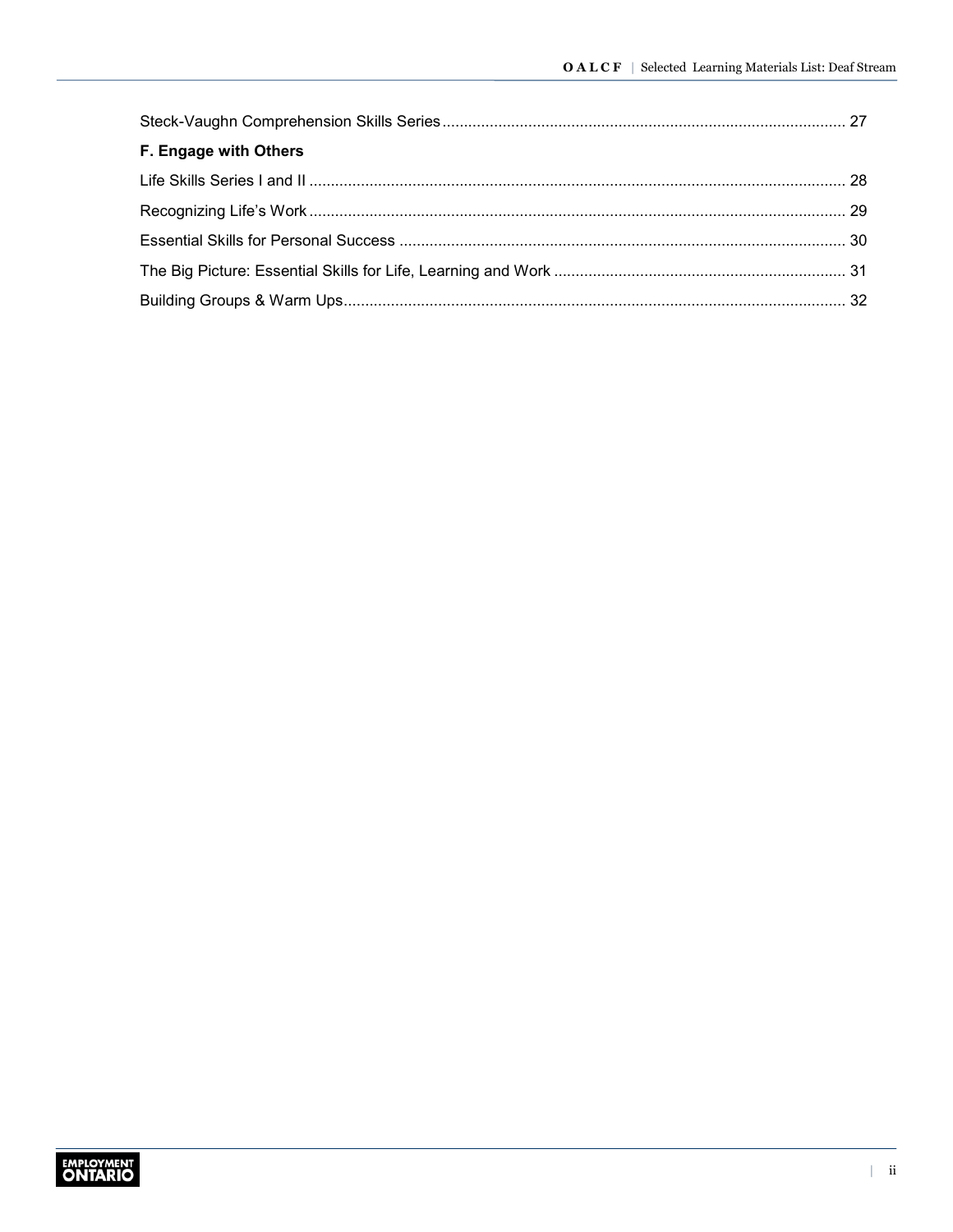Steck-Vaughn Comprehension Skills Series ........................................ 27

**F. Engage with Others**

Life Skills Series I and II ........................................ 28

Recognizing Life's Work ........................................ 29

Essential Skills for Personal Success ........................................ 30

The Big Picture: Essential Skills for Life, Learning and Work ........................................ 31

Building Groups & Warm Ups ........................................ 32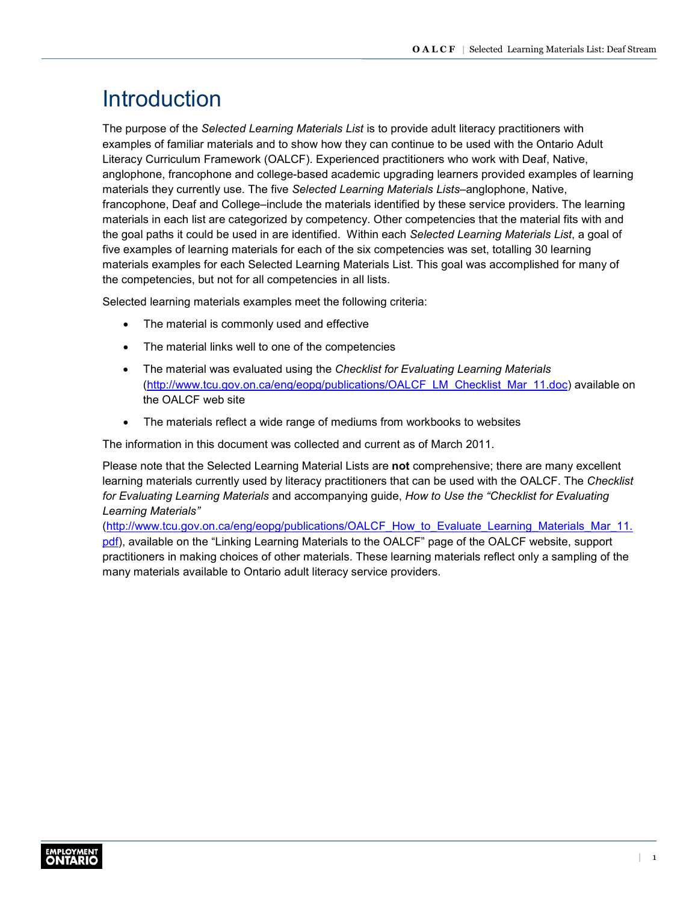# Introduction

The purpose of the *Selected Learning Materials List* is to provide adult literacy practitioners with examples of familiar materials and to show how they can continue to be used with the Ontario Adult Literacy Curriculum Framework (OALCF). Experienced practitioners who work with Deaf, Native, anglophone, francophone and college-based academic upgrading learners provided examples of learning materials they currently use. The five *Selected Learning Materials Lists*–anglophone, Native, francophone, Deaf and College–include the materials identified by these service providers. The learning materials in each list are categorized by competency. Other competencies that the material fits with and the goal paths it could be used in are identified. Within each *Selected Learning Materials List*, a goal of five examples of learning materials for each of the six competencies was set, totalling 30 learning materials examples for each Selected Learning Materials List. This goal was accomplished for many of the competencies, but not for all competencies in all lists.

Selected learning materials examples meet the following criteria:

- The material is commonly used and effective
- The material links well to one of the competencies
- The material was evaluated using the *Checklist for Evaluating Learning Materials* (http://www.tcu.gov.on.ca/eng/eopg/publications/OALCF_LM_Checklist_Mar_11.doc) available on the OALCF web site
- The materials reflect a wide range of mediums from workbooks to websites

The information in this document was collected and current as of March 2011.

Please note that the Selected Learning Material Lists are **not** comprehensive; there are many excellent learning materials currently used by literacy practitioners that can be used with the OALCF. The *Checklist for Evaluating Learning Materials* and accompanying guide, *How to Use the "Checklist for Evaluating Learning Materials"* (http://www.tcu.gov.on.ca/eng/eopg/publications/OALCF_How_to_Evaluate_Learning_Materials_Mar_11.pdf), available on the "Linking Learning Materials to the OALCF" page of the OALCF website, support practitioners in making choices of other materials. These learning materials reflect only a sampling of the many materials available to Ontario adult literacy service providers.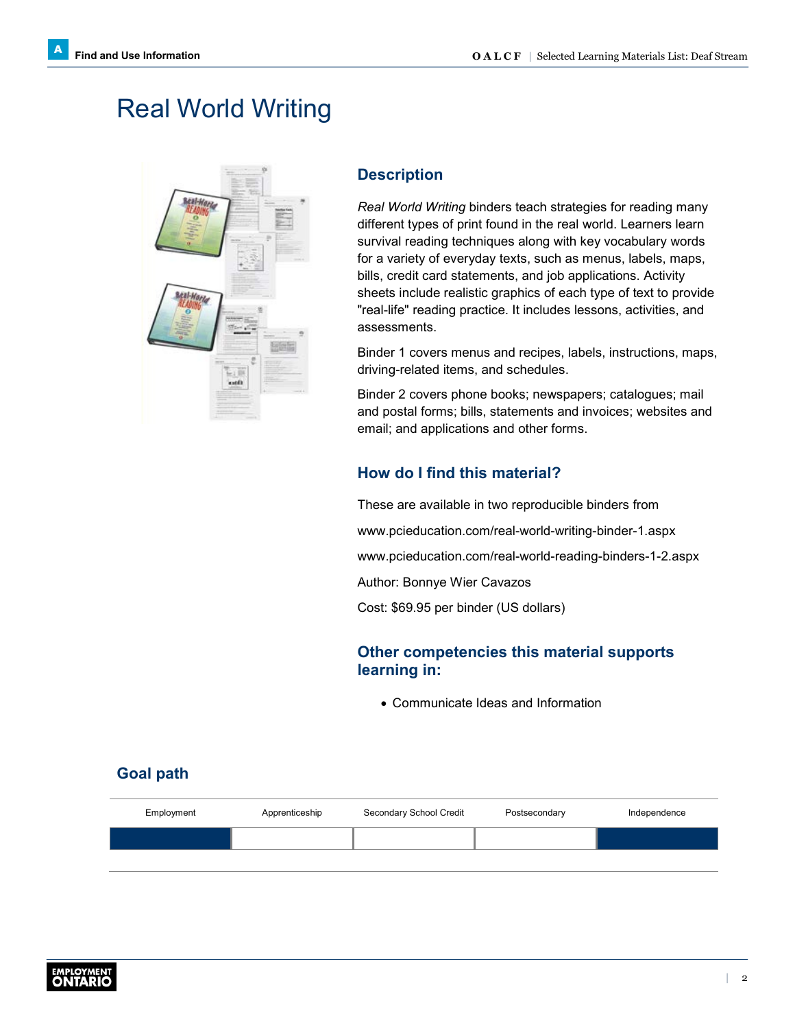# Real World Writing

## Description

*Real World Writing* binders teach strategies for reading many different types of print found in the real world. Learners learn survival reading techniques along with key vocabulary words for a variety of everyday texts, such as menus, labels, maps, bills, credit card statements, and job applications. Activity sheets include realistic graphics of each type of text to provide "real-life" reading practice. It includes lessons, activities, and assessments.

Binder 1 covers menus and recipes, labels, instructions, maps, driving-related items, and schedules.

Binder 2 covers phone books; newspapers; catalogues; mail and postal forms; bills, statements and invoices; websites and email; and applications and other forms.

## How do I find this material?

These are available in two reproducible binders from

www.pcieducation.com/real-world-writing-binder-1.aspx

www.pcieducation.com/real-world-reading-binders-1-2.aspx

Author: Bonnye Wier Cavazos

Cost: $69.95 per binder (US dollars)

## Other competencies this material supports learning in:

- Communicate Ideas and Information

## Goal path

| Employment | Apprenticeship | Secondary School Credit | Postsecondary | Independence |
|---|---|---|---|---|
| ■ | | | | ■ |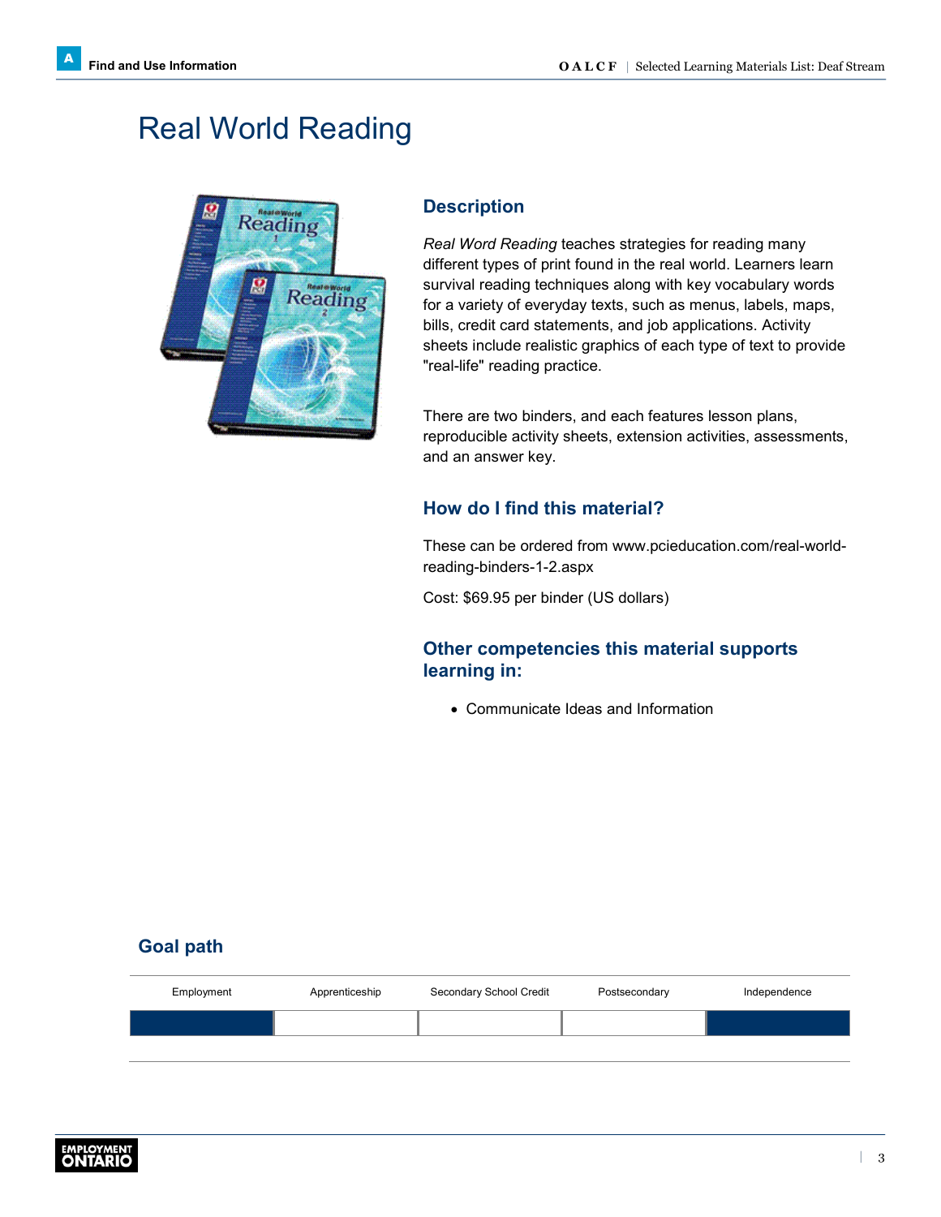# Real World Reading

## Description

*Real Word Reading* teaches strategies for reading many different types of print found in the real world. Learners learn survival reading techniques along with key vocabulary words for a variety of everyday texts, such as menus, labels, maps, bills, credit card statements, and job applications. Activity sheets include realistic graphics of each type of text to provide "real-life" reading practice.

There are two binders, and each features lesson plans, reproducible activity sheets, extension activities, assessments, and an answer key.

## How do I find this material?

These can be ordered from www.pcieducation.com/real-world-reading-binders-1-2.aspx

Cost: $69.95 per binder (US dollars)

## Other competencies this material supports learning in:

- Communicate Ideas and Information

## Goal path

| Employment | Apprenticeship | Secondary School Credit | Postsecondary | Independence |
|---|---|---|---|---|
| ■ | | | | ■ |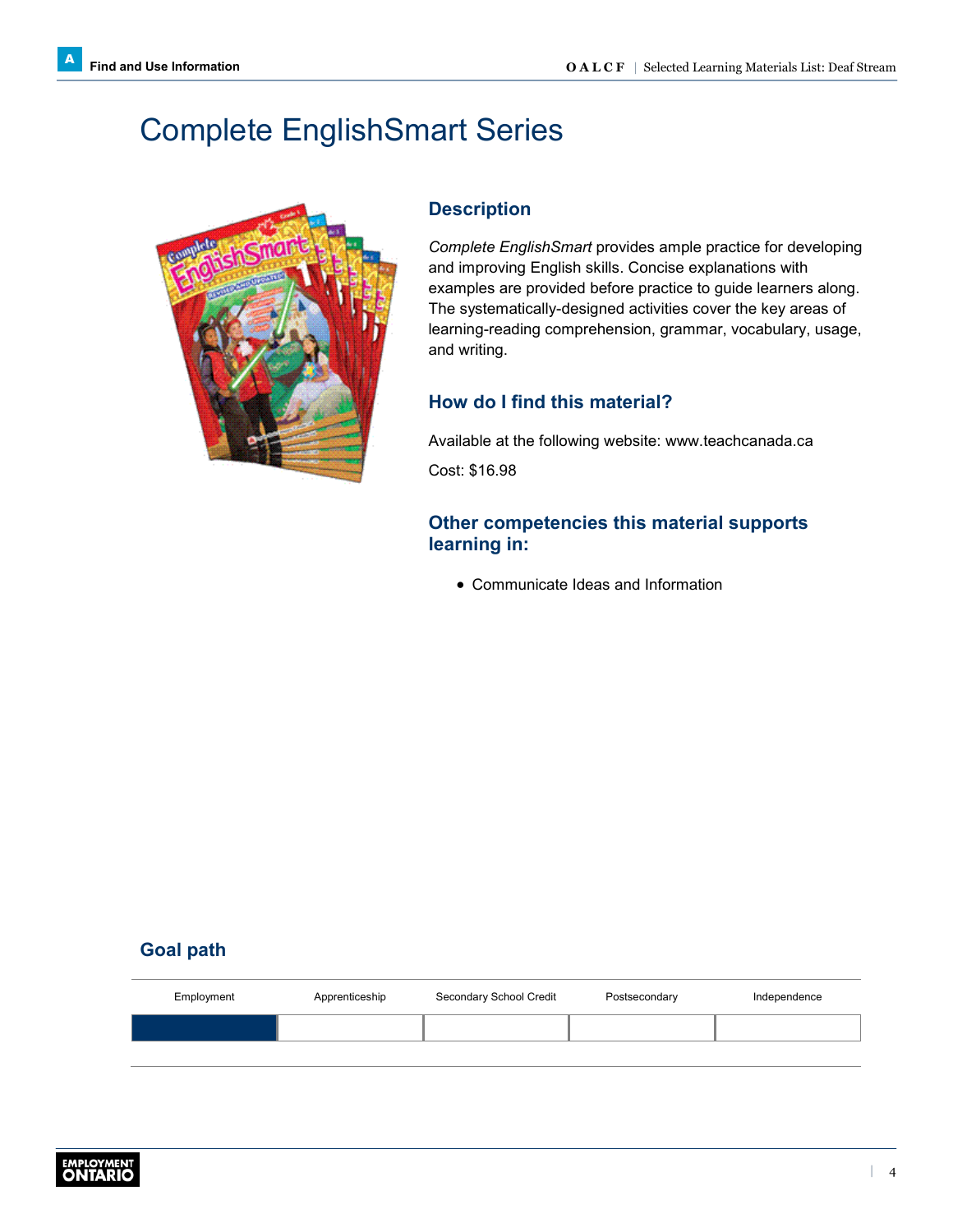# Complete EnglishSmart Series

## Description

*Complete EnglishSmart* provides ample practice for developing and improving English skills. Concise explanations with examples are provided before practice to guide learners along. The systematically-designed activities cover the key areas of learning-reading comprehension, grammar, vocabulary, usage, and writing.

## How do I find this material?

Available at the following website: www.teachcanada.ca

Cost: $16.98

## Other competencies this material supports learning in:

- Communicate Ideas and Information

## Goal path

| Employment | Apprenticeship | Secondary School Credit | Postsecondary | Independence |
|---|---|---|---|---|
| ■ | | | | |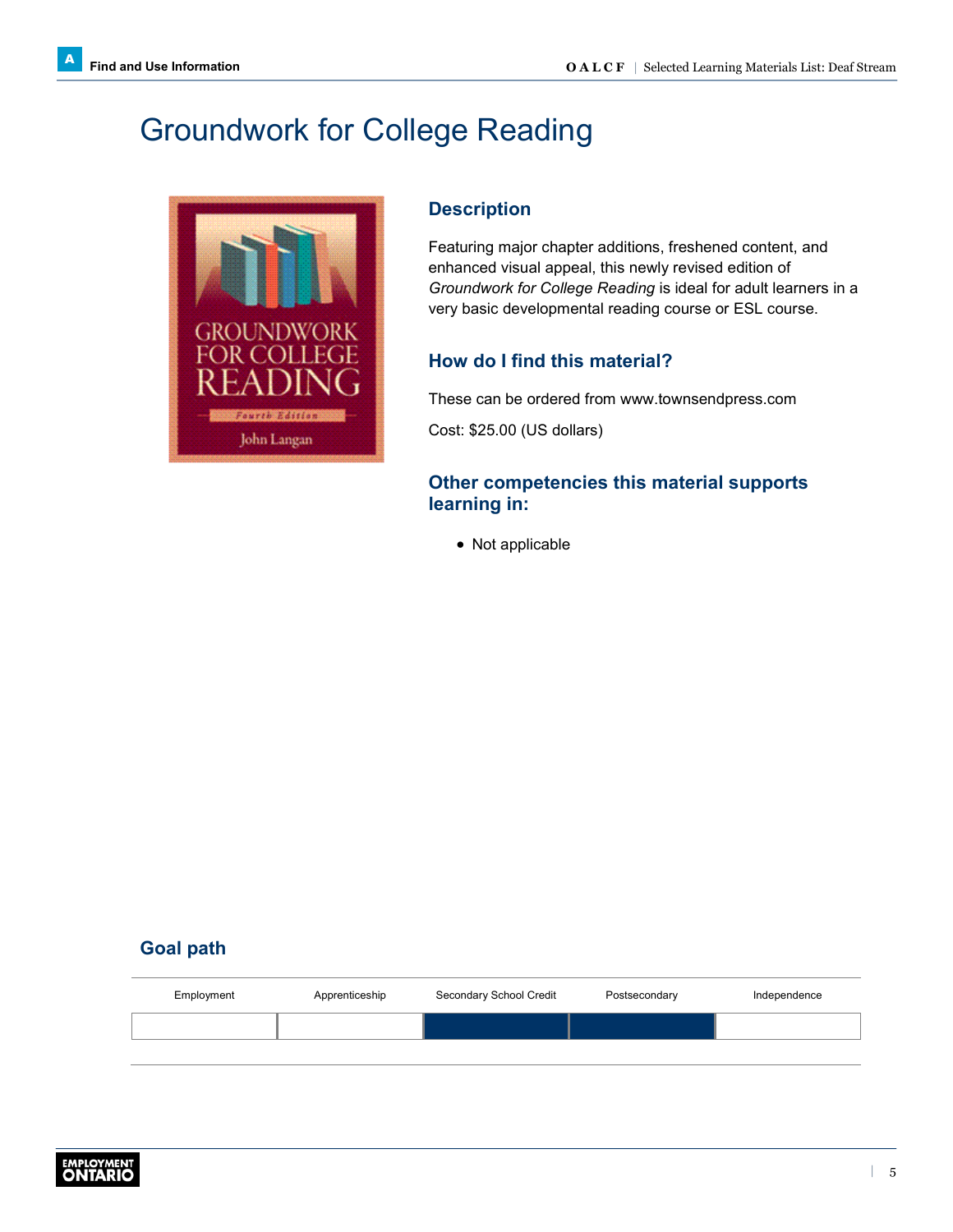# Groundwork for College Reading

## Description

Featuring major chapter additions, freshened content, and enhanced visual appeal, this newly revised edition of *Groundwork for College Reading* is ideal for adult learners in a very basic developmental reading course or ESL course.

## How do I find this material?

These can be ordered from www.townsendpress.com

Cost: $25.00 (US dollars)

## Other competencies this material supports learning in:

- Not applicable

## Goal path

| Employment | Apprenticeship | Secondary School Credit | Postsecondary | Independence |
|---|---|---|---|---|
| | | ■ | ■ | |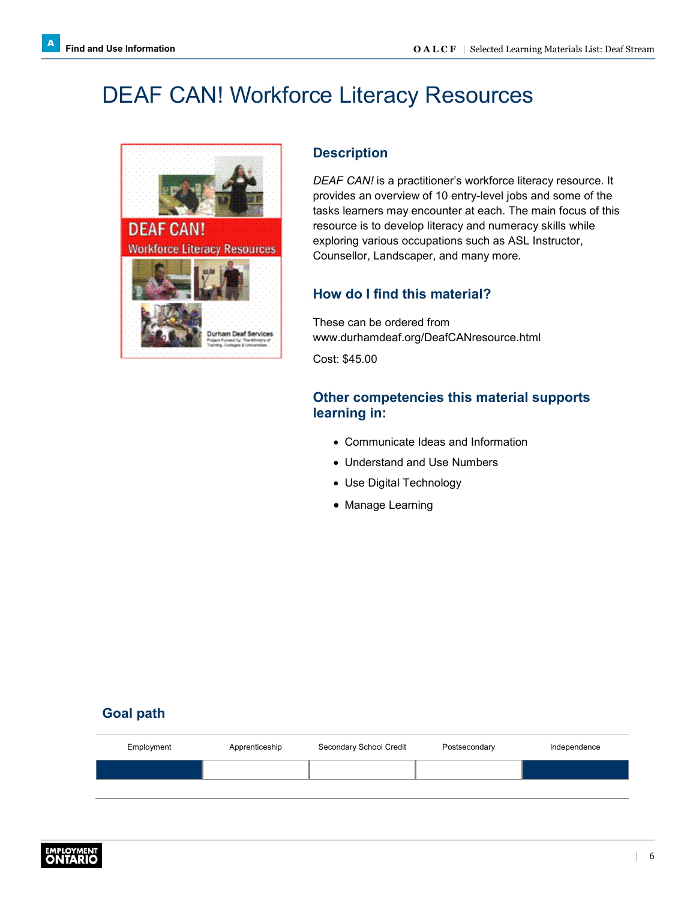# DEAF CAN! Workforce Literacy Resources

## Description

*DEAF CAN!* is a practitioner's workforce literacy resource. It provides an overview of 10 entry-level jobs and some of the tasks learners may encounter at each. The main focus of this resource is to develop literacy and numeracy skills while exploring various occupations such as ASL Instructor, Counsellor, Landscaper, and many more.

## How do I find this material?

These can be ordered from www.durhamdeaf.org/DeafCANresource.html

Cost: $45.00

## Other competencies this material supports learning in:

- Communicate Ideas and Information
- Understand and Use Numbers
- Use Digital Technology
- Manage Learning

## Goal path

| Employment | Apprenticeship | Secondary School Credit | Postsecondary | Independence |
|---|---|---|---|---|
| ■ | | | | ■ |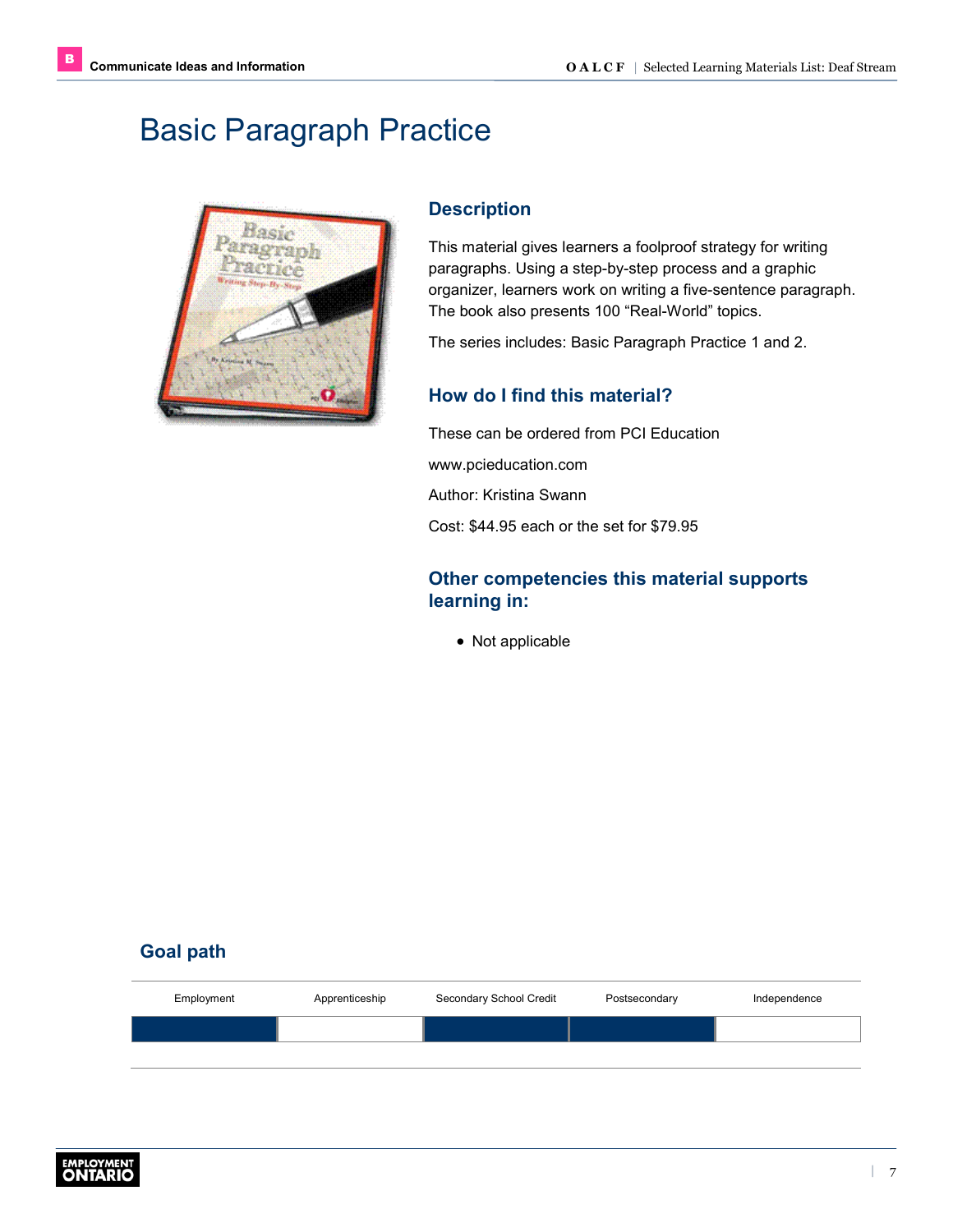# Basic Paragraph Practice

## Description

This material gives learners a foolproof strategy for writing paragraphs. Using a step-by-step process and a graphic organizer, learners work on writing a five-sentence paragraph. The book also presents 100 "Real-World" topics.

The series includes: Basic Paragraph Practice 1 and 2.

## How do I find this material?

These can be ordered from PCI Education

www.pcieducation.com

Author: Kristina Swann

Cost: $44.95 each or the set for $79.95

## Other competencies this material supports learning in:

- Not applicable

## Goal path

| Employment | Apprenticeship | Secondary School Credit | Postsecondary | Independence |
|---|---|---|---|---|
| ■ | | ■ | ■ | |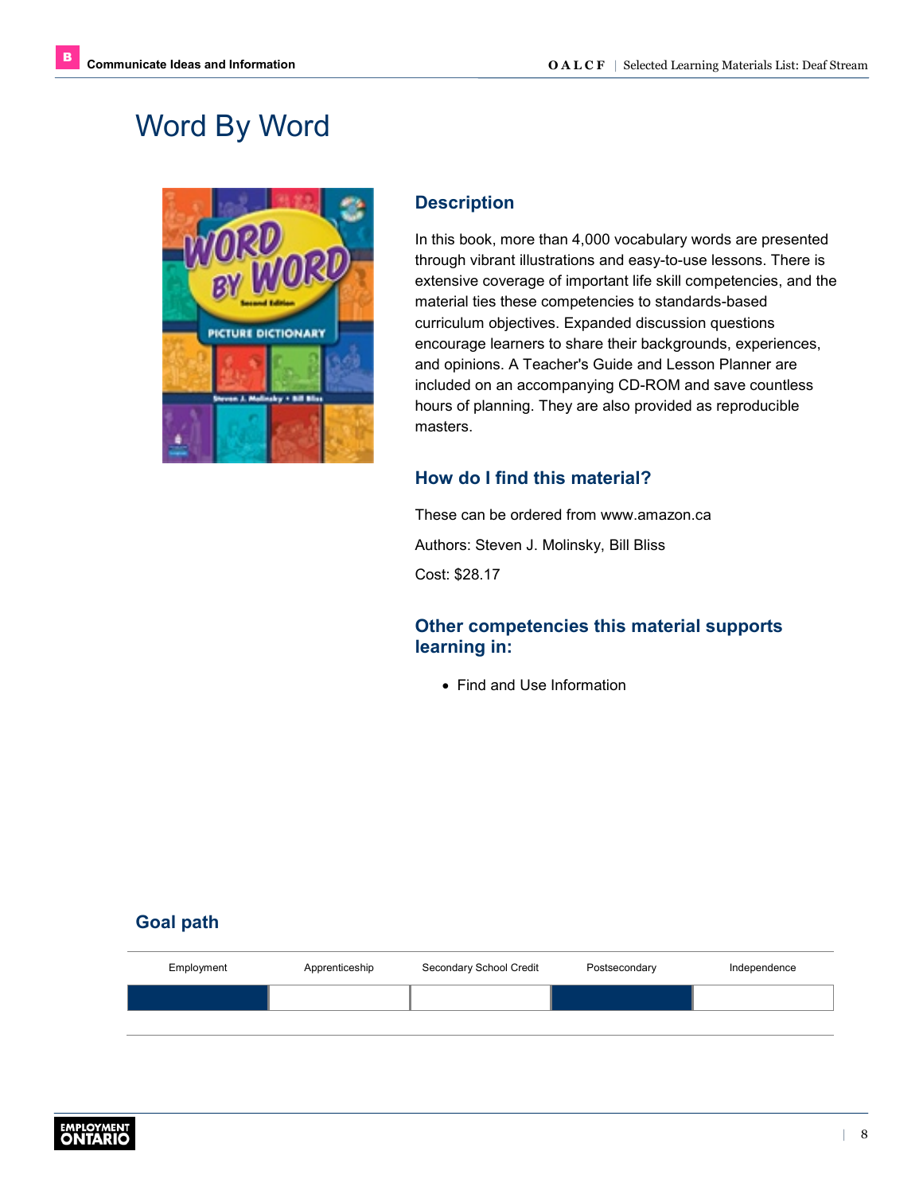# Word By Word

## Description

In this book, more than 4,000 vocabulary words are presented through vibrant illustrations and easy-to-use lessons. There is extensive coverage of important life skill competencies, and the material ties these competencies to standards-based curriculum objectives. Expanded discussion questions encourage learners to share their backgrounds, experiences, and opinions. A Teacher's Guide and Lesson Planner are included on an accompanying CD-ROM and save countless hours of planning. They are also provided as reproducible masters.

## How do I find this material?

These can be ordered from www.amazon.ca

Authors: Steven J. Molinsky, Bill Bliss

Cost: $28.17

## Other competencies this material supports learning in:

- Find and Use Information

## Goal path

| Employment | Apprenticeship | Secondary School Credit | Postsecondary | Independence |
|---|---|---|---|---|
| ■ | | | ■ | |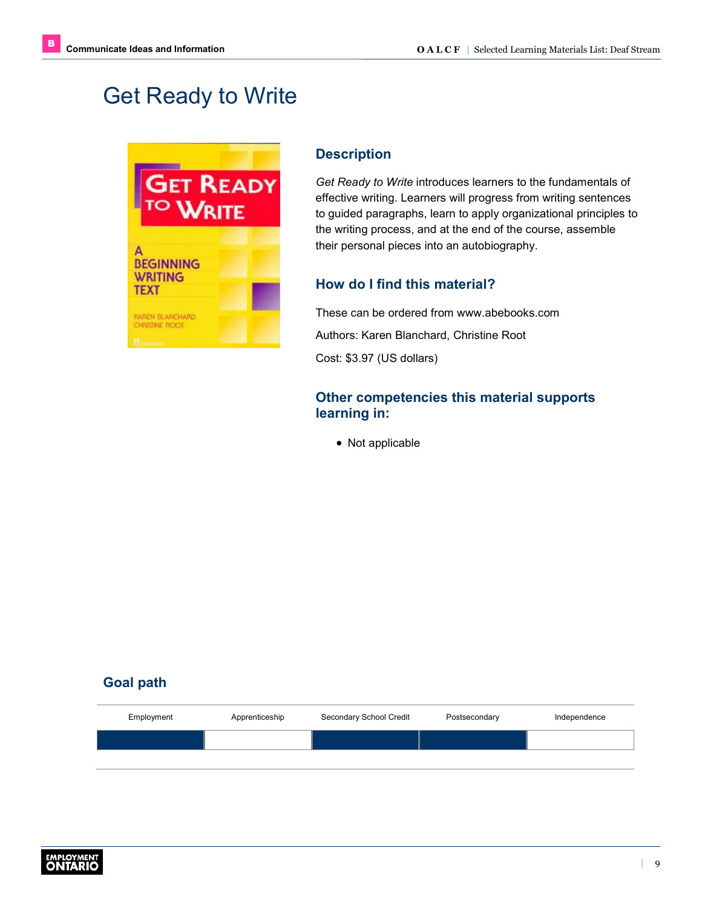# Get Ready to Write

## Description

*Get Ready to Write* introduces learners to the fundamentals of effective writing. Learners will progress from writing sentences to guided paragraphs, learn to apply organizational principles to the writing process, and at the end of the course, assemble their personal pieces into an autobiography.

## How do I find this material?

These can be ordered from www.abebooks.com

Authors: Karen Blanchard, Christine Root

Cost: $3.97 (US dollars)

## Other competencies this material supports learning in:

- Not applicable

## Goal path

| Employment | Apprenticeship | Secondary School Credit | Postsecondary | Independence |
|---|---|---|---|---|
| ■ | | ■ | ■ | |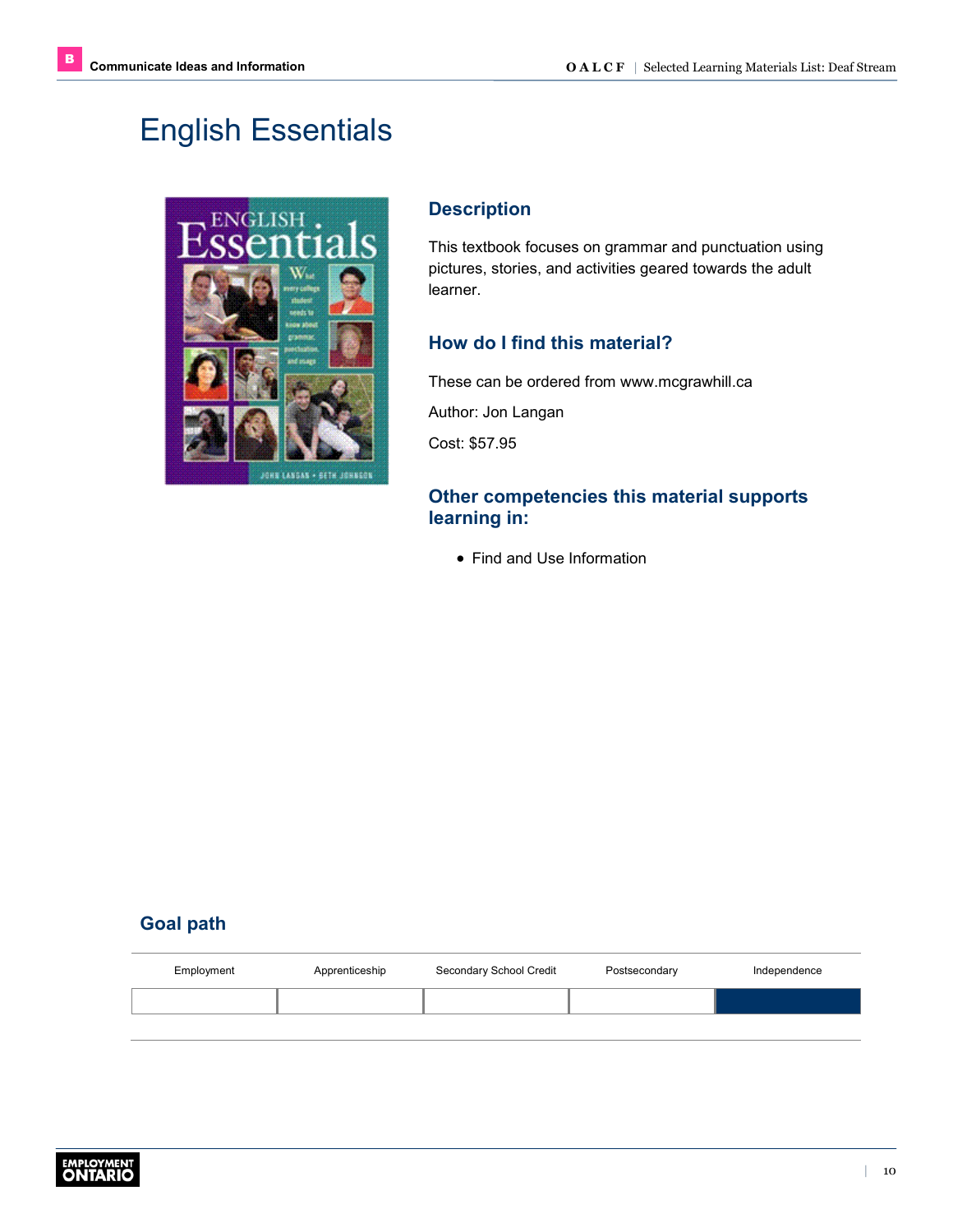# English Essentials

## Description

This textbook focuses on grammar and punctuation using pictures, stories, and activities geared towards the adult learner.

## How do I find this material?

These can be ordered from www.mcgrawhill.ca

Author: Jon Langan

Cost: $57.95

## Other competencies this material supports learning in:

- Find and Use Information

## Goal path

| Employment | Apprenticeship | Secondary School Credit | Postsecondary | Independence |
|---|---|---|---|---|
| | | | | ■ |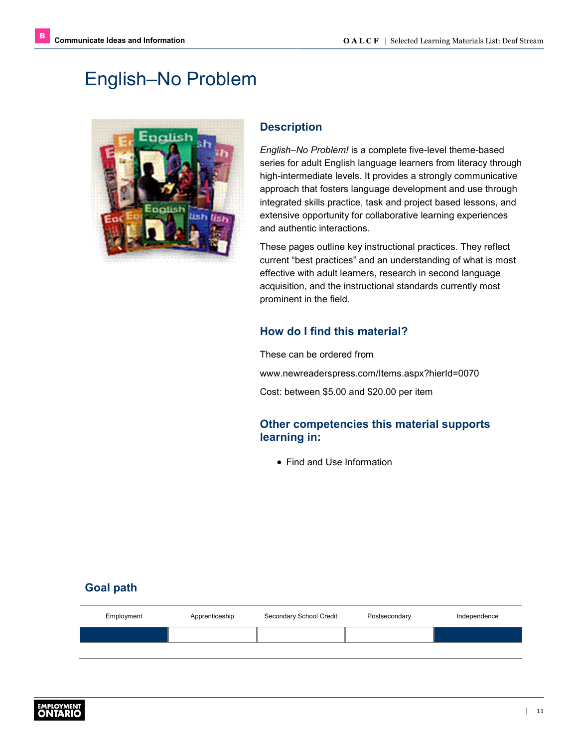# English–No Problem

## Description

*English–No Problem!* is a complete five-level theme-based series for adult English language learners from literacy through high-intermediate levels. It provides a strongly communicative approach that fosters language development and use through integrated skills practice, task and project based lessons, and extensive opportunity for collaborative learning experiences and authentic interactions.

These pages outline key instructional practices. They reflect current "best practices" and an understanding of what is most effective with adult learners, research in second language acquisition, and the instructional standards currently most prominent in the field.

## How do I find this material?

These can be ordered from

www.newreaderspress.com/Items.aspx?hierId=0070

Cost: between $5.00 and $20.00 per item

## Other competencies this material supports learning in:

- Find and Use Information

## Goal path

| Employment | Apprenticeship | Secondary School Credit | Postsecondary | Independence |
|---|---|---|---|---|
| ■ | | | | ■ |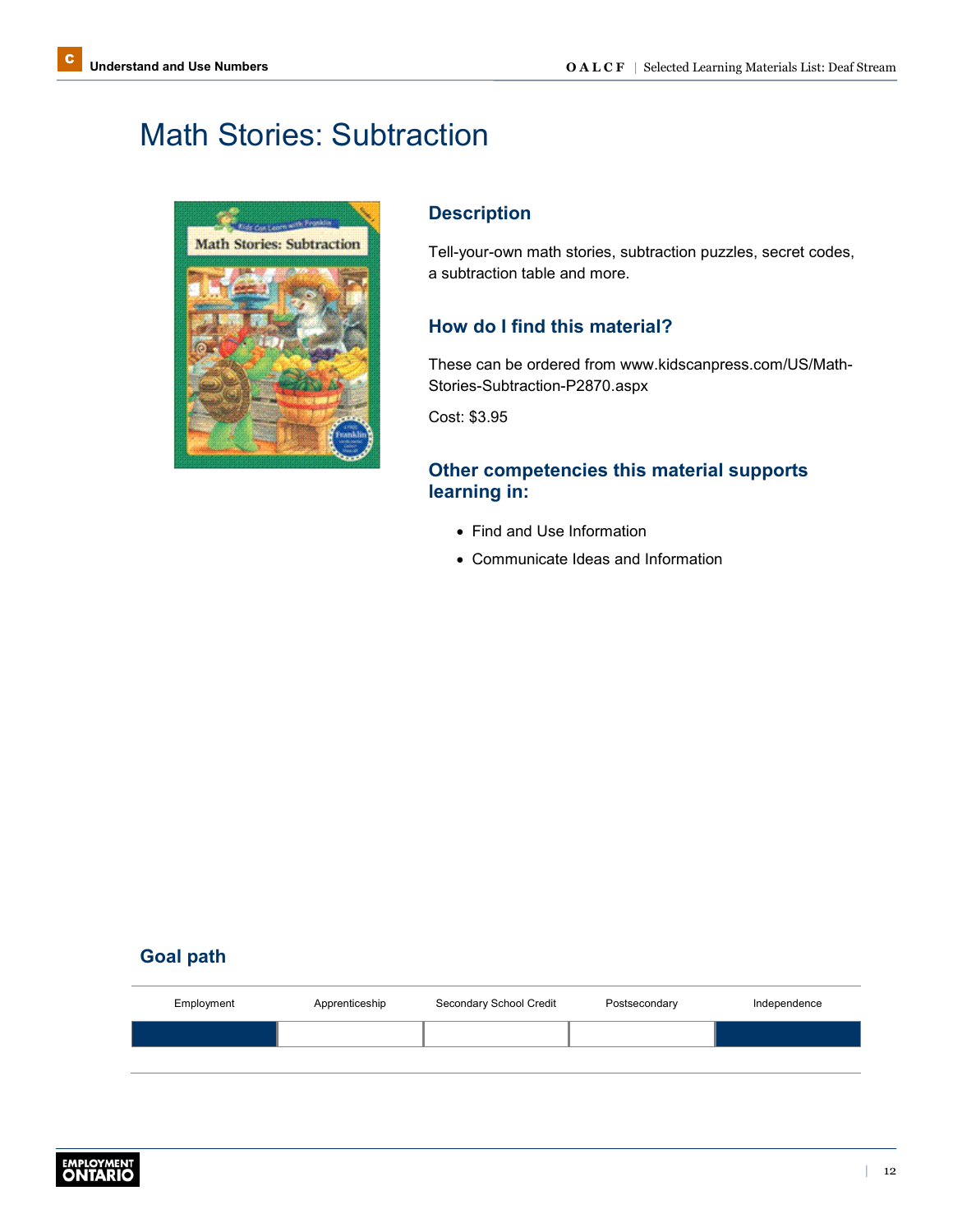# Math Stories: Subtraction

## Description

Tell-your-own math stories, subtraction puzzles, secret codes, a subtraction table and more.

## How do I find this material?

These can be ordered from www.kidscanpress.com/US/Math-Stories-Subtraction-P2870.aspx

Cost: $3.95

## Other competencies this material supports learning in:

- Find and Use Information
- Communicate Ideas and Information

## Goal path

| Employment | Apprenticeship | Secondary School Credit | Postsecondary | Independence |
|---|---|---|---|---|
| ■ | | | | ■ |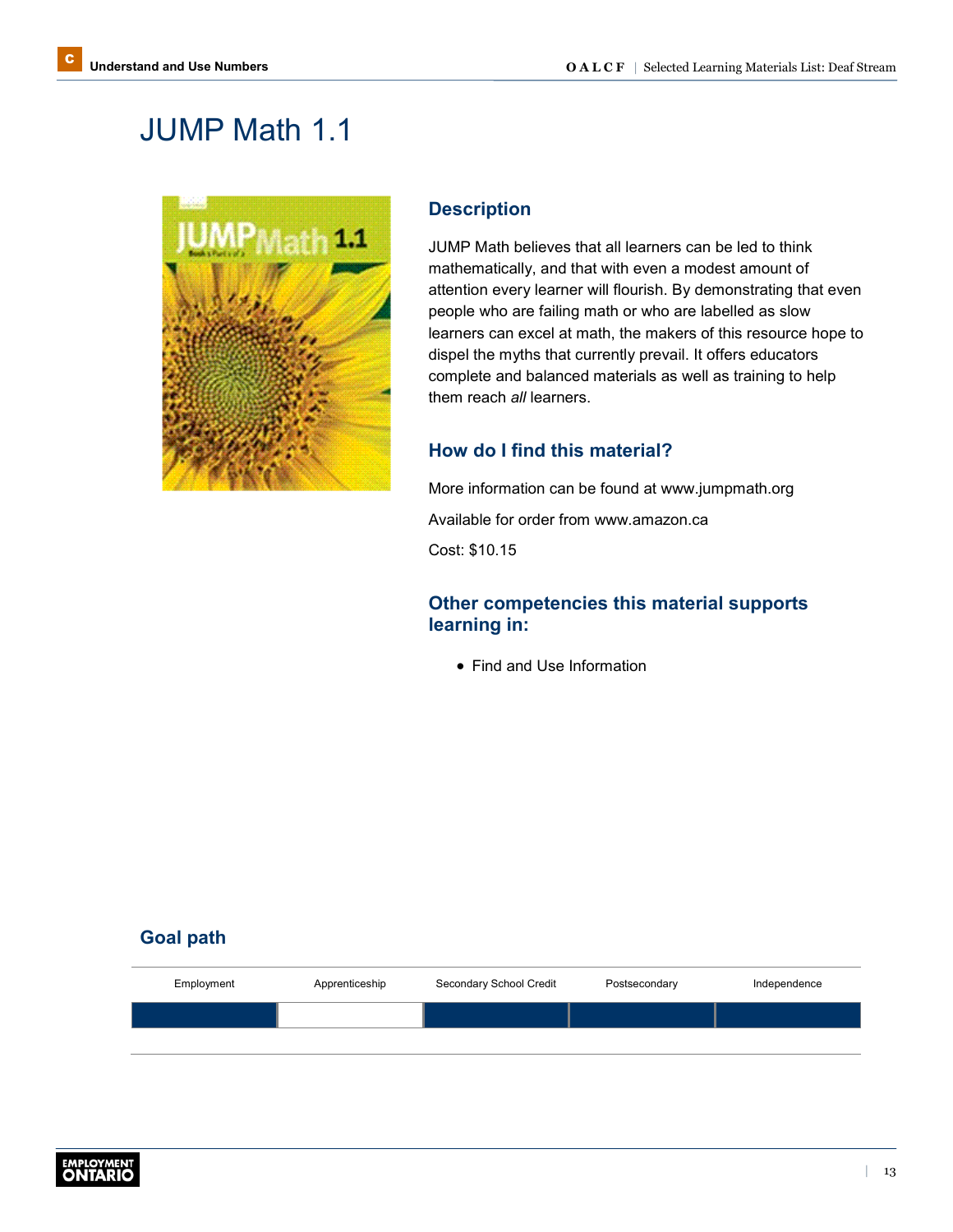# JUMP Math 1.1

## Description

JUMP Math believes that all learners can be led to think mathematically, and that with even a modest amount of attention every learner will flourish. By demonstrating that even people who are failing math or who are labelled as slow learners can excel at math, the makers of this resource hope to dispel the myths that currently prevail. It offers educators complete and balanced materials as well as training to help them reach *all* learners.

## How do I find this material?

More information can be found at www.jumpmath.org

Available for order from www.amazon.ca

Cost: $10.15

## Other competencies this material supports learning in:

- Find and Use Information

## Goal path

| Employment | Apprenticeship | Secondary School Credit | Postsecondary | Independence |
|---|---|---|---|---|
| ■ | | ■ | ■ | ■ |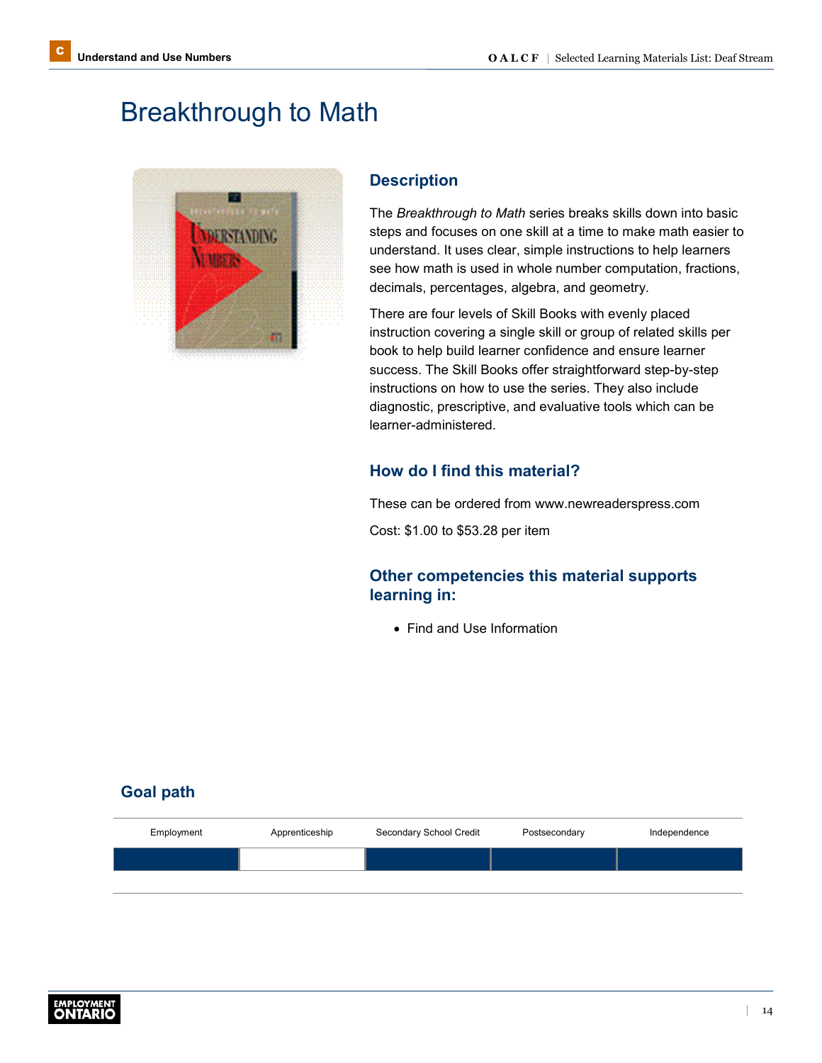# Breakthrough to Math

## Description

The *Breakthrough to Math* series breaks skills down into basic steps and focuses on one skill at a time to make math easier to understand. It uses clear, simple instructions to help learners see how math is used in whole number computation, fractions, decimals, percentages, algebra, and geometry.

There are four levels of Skill Books with evenly placed instruction covering a single skill or group of related skills per book to help build learner confidence and ensure learner success. The Skill Books offer straightforward step-by-step instructions on how to use the series. They also include diagnostic, prescriptive, and evaluative tools which can be learner-administered.

## How do I find this material?

These can be ordered from www.newreaderspress.com

Cost: $1.00 to $53.28 per item

## Other competencies this material supports learning in:

- Find and Use Information

## Goal path

| Employment | Apprenticeship | Secondary School Credit | Postsecondary | Independence |
|---|---|---|---|---|
| ✓ | | ✓ | ✓ | ✓ |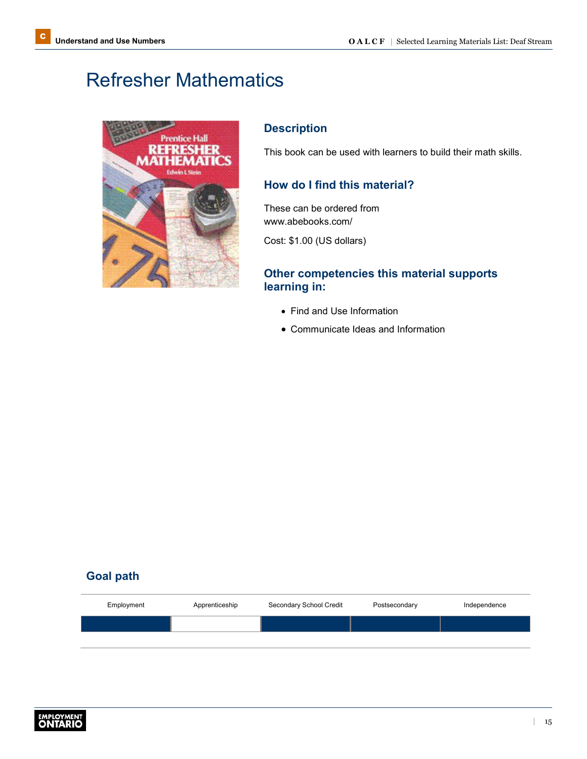# Refresher Mathematics

## Description

This book can be used with learners to build their math skills.

## How do I find this material?

These can be ordered from www.abebooks.com/

Cost: $1.00 (US dollars)

## Other competencies this material supports learning in:

- Find and Use Information
- Communicate Ideas and Information

## Goal path

| Employment | Apprenticeship | Secondary School Credit | Postsecondary | Independence |
|---|---|---|---|---|
| ■ | | ■ | ■ | ■ |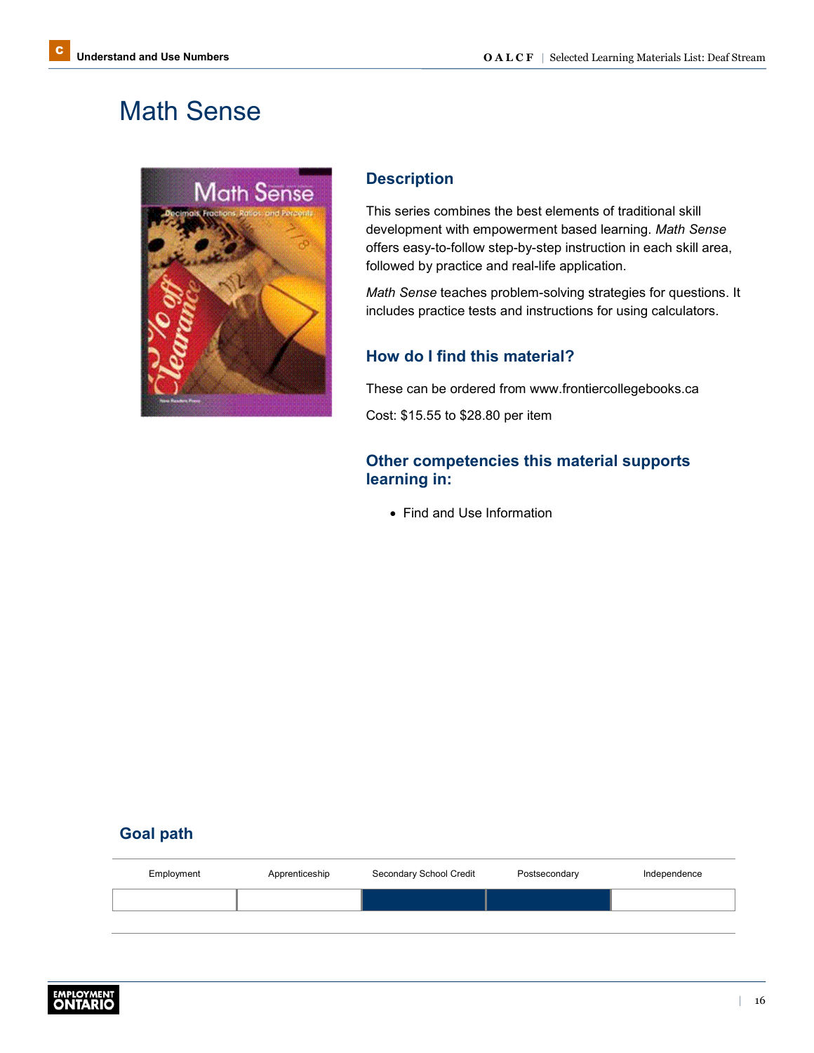# Math Sense

## Description

This series combines the best elements of traditional skill development with empowerment based learning. *Math Sense* offers easy-to-follow step-by-step instruction in each skill area, followed by practice and real-life application.

*Math Sense* teaches problem-solving strategies for questions. It includes practice tests and instructions for using calculators.

## How do I find this material?

These can be ordered from www.frontiercollegebooks.ca

Cost: $15.55 to $28.80 per item

## Other competencies this material supports learning in:

- Find and Use Information

## Goal path

| Employment | Apprenticeship | Secondary School Credit | Postsecondary | Independence |
|---|---|---|---|---|
| | | ■ | ■ | |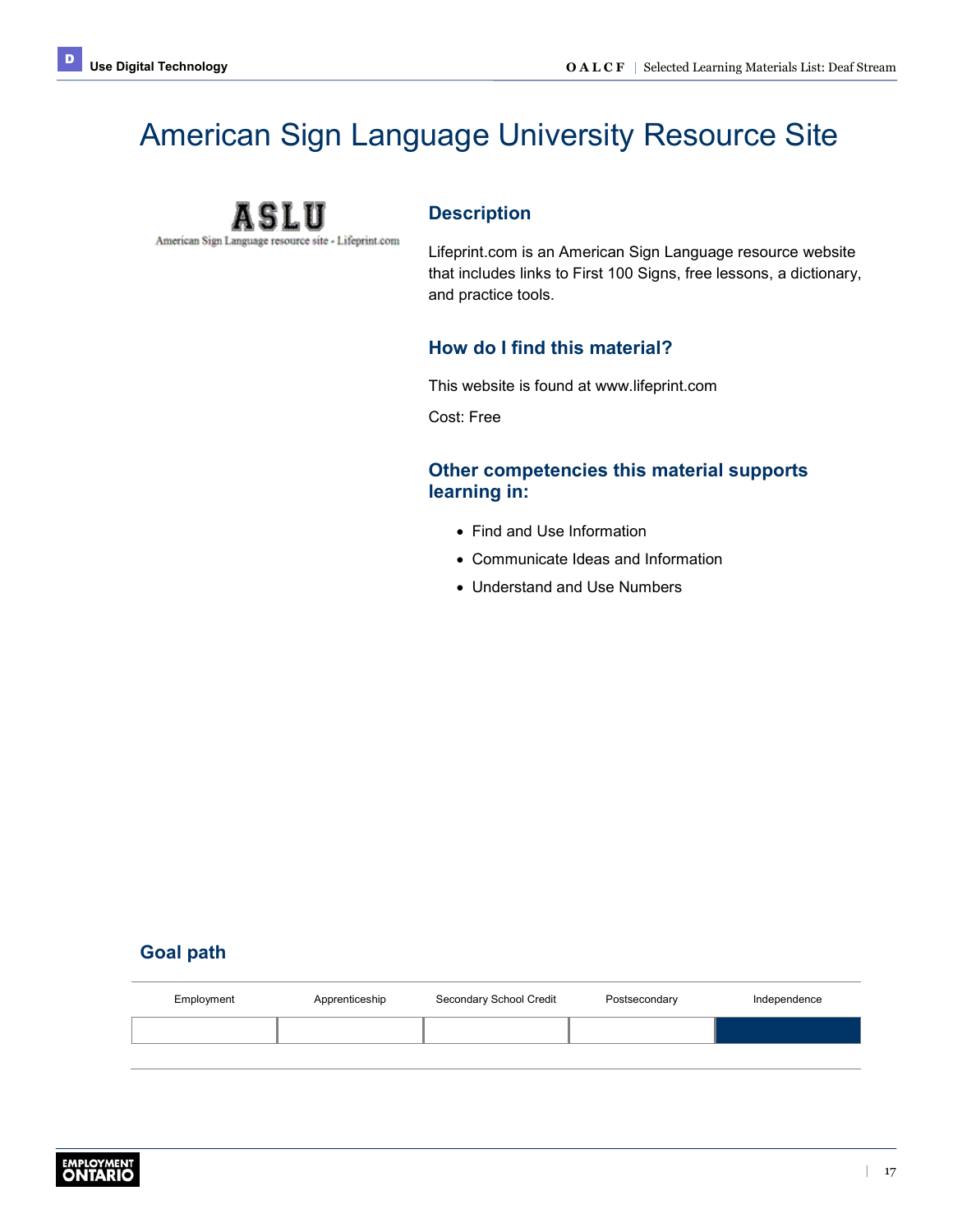# American Sign Language University Resource Site

## Description

Lifeprint.com is an American Sign Language resource website that includes links to First 100 Signs, free lessons, a dictionary, and practice tools.

## How do I find this material?

This website is found at www.lifeprint.com

Cost: Free

## Other competencies this material supports learning in:

- Find and Use Information
- Communicate Ideas and Information
- Understand and Use Numbers

## Goal path

| Employment | Apprenticeship | Secondary School Credit | Postsecondary | Independence |
|---|---|---|---|---|
| | | | | ✓ |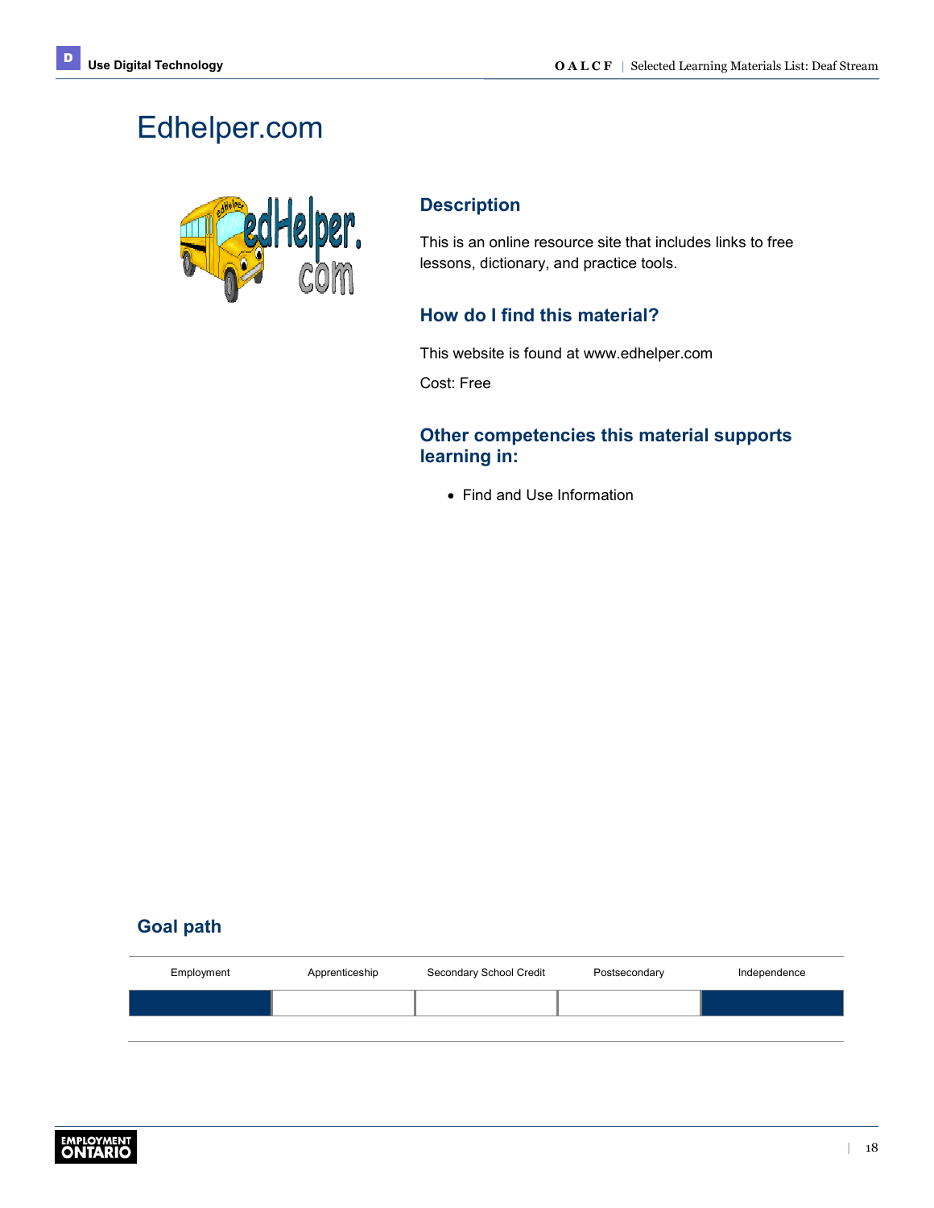# Edhelper.com

## Description

This is an online resource site that includes links to free lessons, dictionary, and practice tools.

## How do I find this material?

This website is found at www.edhelper.com

Cost: Free

## Other competencies this material supports learning in:

- Find and Use Information

## Goal path

| Employment | Apprenticeship | Secondary School Credit | Postsecondary | Independence |
|---|---|---|---|---|
| ■ | | | | ■ |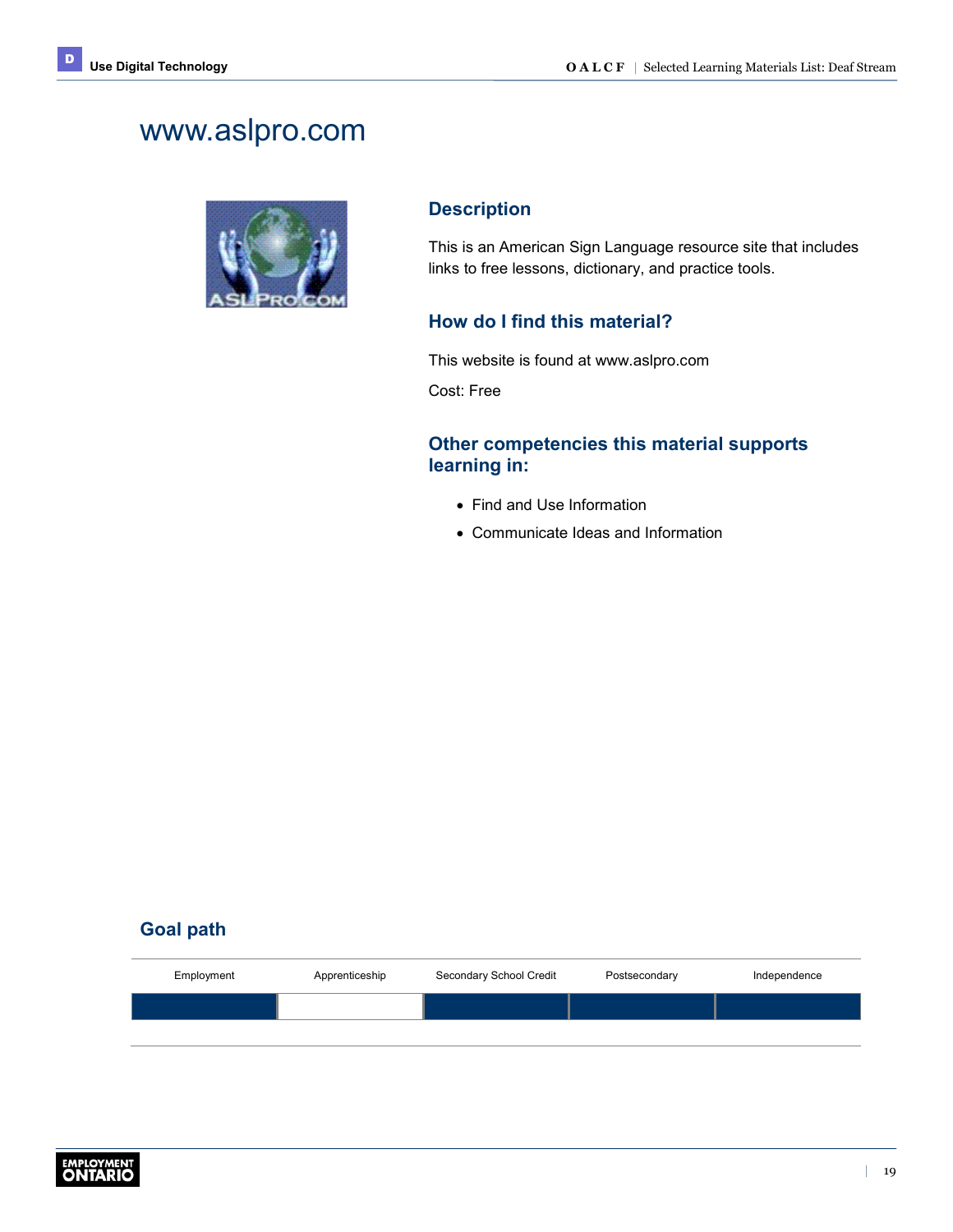# www.aslpro.com

## Description

This is an American Sign Language resource site that includes links to free lessons, dictionary, and practice tools.

## How do I find this material?

This website is found at www.aslpro.com

Cost: Free

## Other competencies this material supports learning in:

- Find and Use Information
- Communicate Ideas and Information

## Goal path

| Employment | Apprenticeship | Secondary School Credit | Postsecondary | Independence |
|---|---|---|---|---|
| ■ | | ■ | ■ | ■ |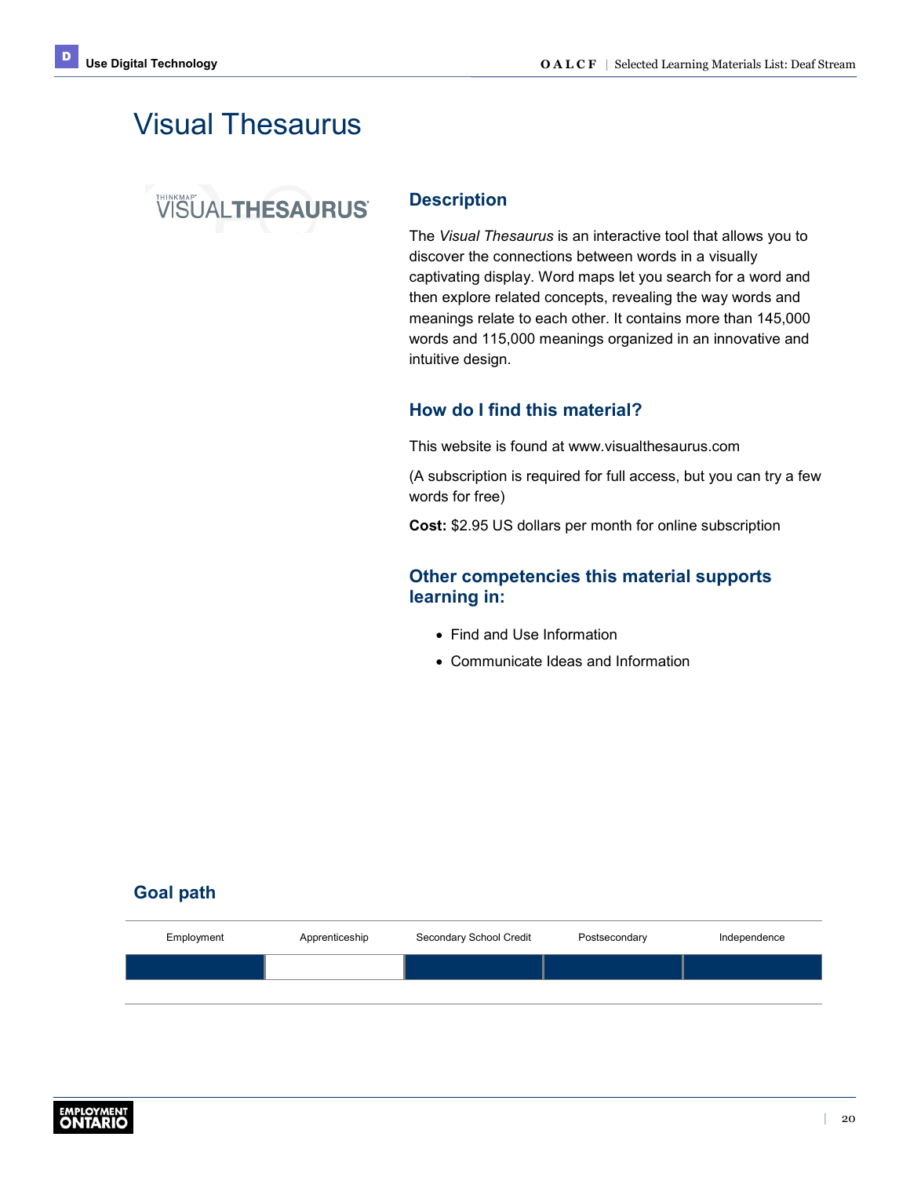# Visual Thesaurus

## Description

The *Visual Thesaurus* is an interactive tool that allows you to discover the connections between words in a visually captivating display. Word maps let you search for a word and then explore related concepts, revealing the way words and meanings relate to each other. It contains more than 145,000 words and 115,000 meanings organized in an innovative and intuitive design.

## How do I find this material?

This website is found at www.visualthesaurus.com

(A subscription is required for full access, but you can try a few words for free)

**Cost:** $2.95 US dollars per month for online subscription

## Other competencies this material supports learning in:

- Find and Use Information
- Communicate Ideas and Information

## Goal path

| Employment | Apprenticeship | Secondary School Credit | Postsecondary | Independence |
|---|---|---|---|---|
| ■ | | ■ | ■ | ■ |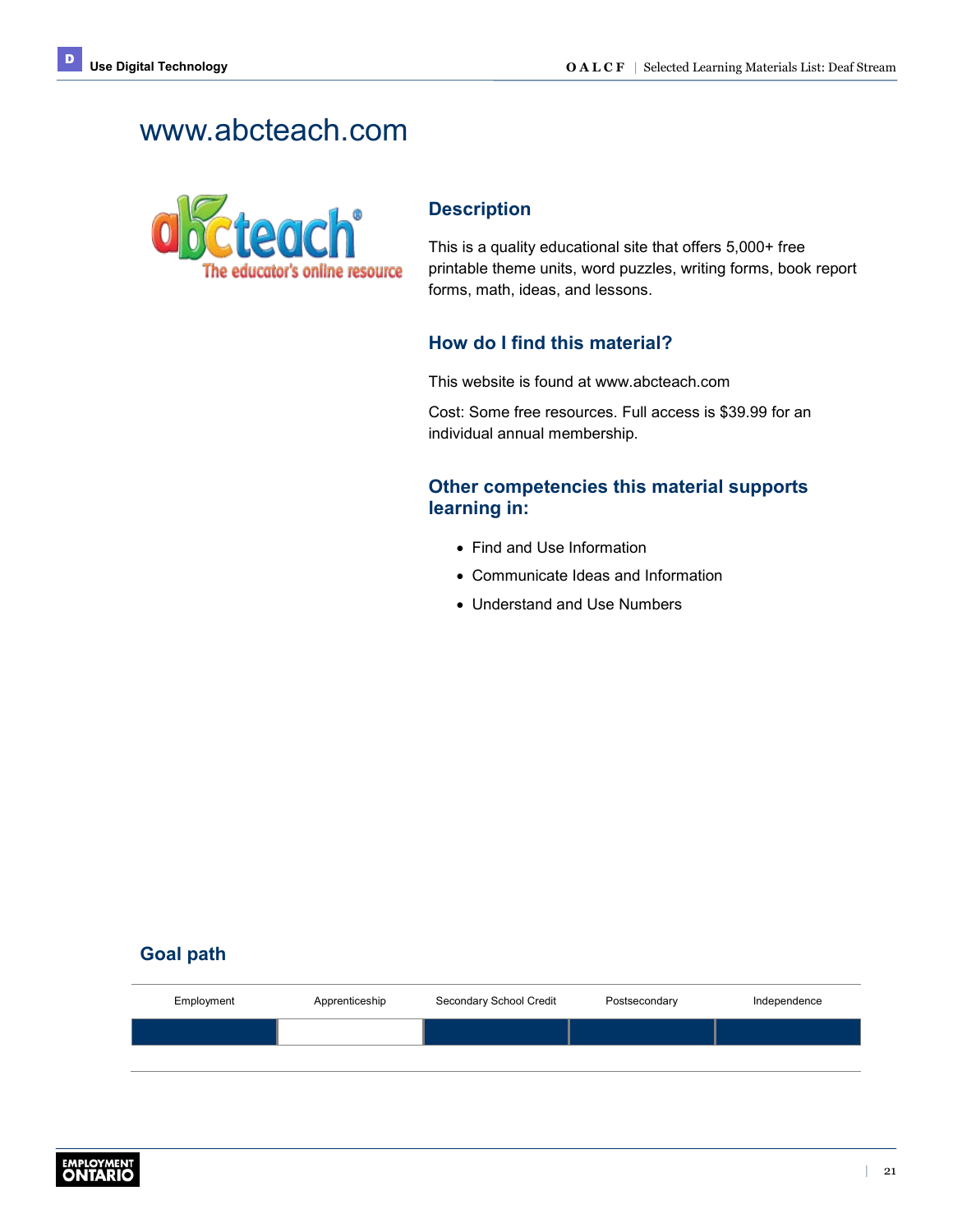# www.abcteach.com

## Description

This is a quality educational site that offers 5,000+ free printable theme units, word puzzles, writing forms, book report forms, math, ideas, and lessons.

## How do I find this material?

This website is found at www.abcteach.com

Cost: Some free resources. Full access is $39.99 for an individual annual membership.

## Other competencies this material supports learning in:

- Find and Use Information
- Communicate Ideas and Information
- Understand and Use Numbers

## Goal path

| Employment | Apprenticeship | Secondary School Credit | Postsecondary | Independence |
|---|---|---|---|---|
| ■ | | ■ | ■ | ■ |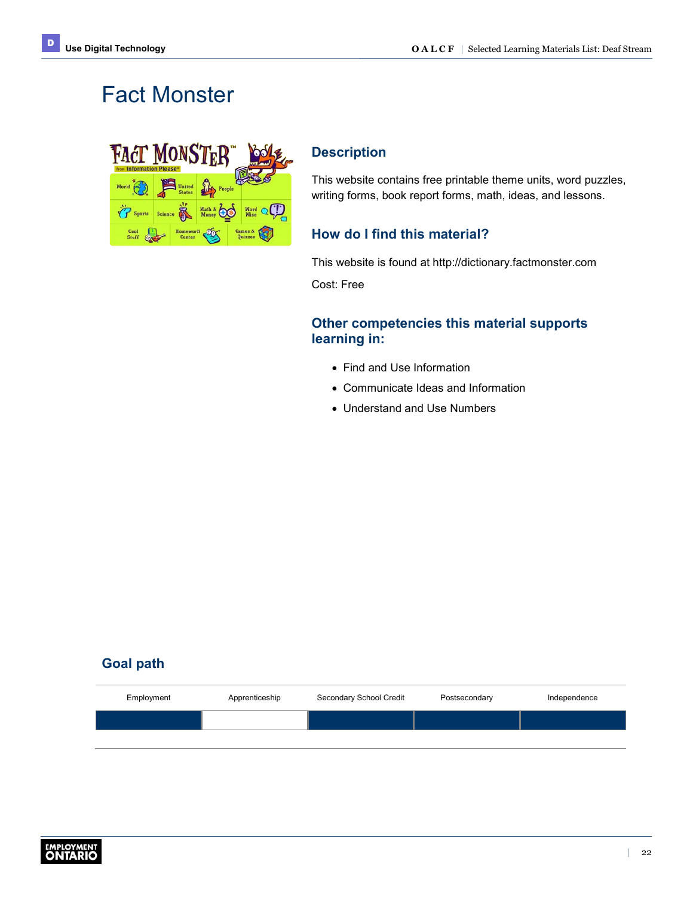# Fact Monster

## Description

This website contains free printable theme units, word puzzles, writing forms, book report forms, math, ideas, and lessons.

## How do I find this material?

This website is found at http://dictionary.factmonster.com

Cost: Free

## Other competencies this material supports learning in:

- Find and Use Information
- Communicate Ideas and Information
- Understand and Use Numbers

## Goal path

| Employment | Apprenticeship | Secondary School Credit | Postsecondary | Independence |
|---|---|---|---|---|
| ✓ | | ✓ | ✓ | ✓ |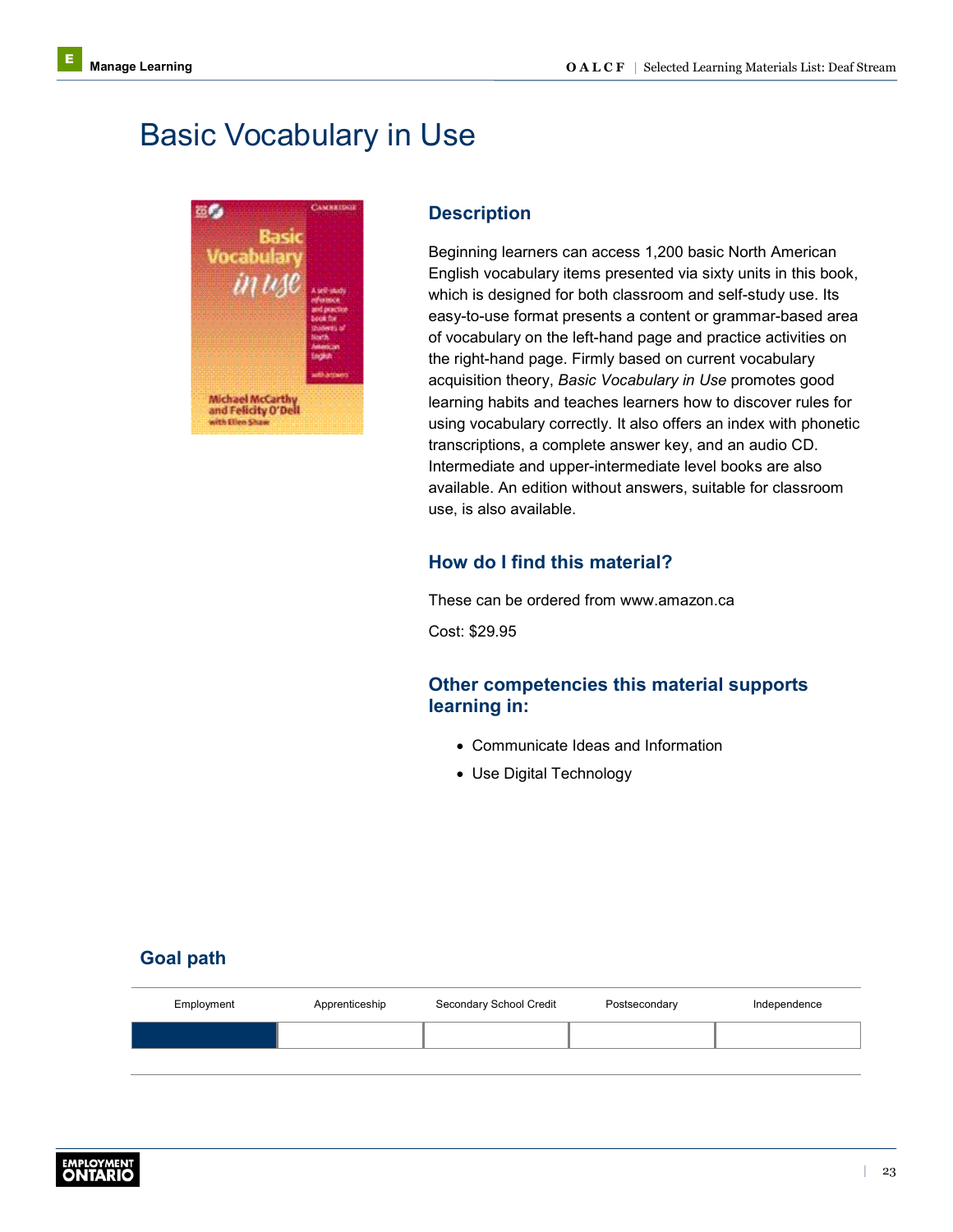# Basic Vocabulary in Use

## Description

Beginning learners can access 1,200 basic North American English vocabulary items presented via sixty units in this book, which is designed for both classroom and self-study use. Its easy-to-use format presents a content or grammar-based area of vocabulary on the left-hand page and practice activities on the right-hand page. Firmly based on current vocabulary acquisition theory, *Basic Vocabulary in Use* promotes good learning habits and teaches learners how to discover rules for using vocabulary correctly. It also offers an index with phonetic transcriptions, a complete answer key, and an audio CD. Intermediate and upper-intermediate level books are also available. An edition without answers, suitable for classroom use, is also available.

## How do I find this material?

These can be ordered from www.amazon.ca

Cost: $29.95

## Other competencies this material supports learning in:

- Communicate Ideas and Information
- Use Digital Technology

## Goal path

| Employment | Apprenticeship | Secondary School Credit | Postsecondary | Independence |
|---|---|---|---|---|
| ■ | | | | |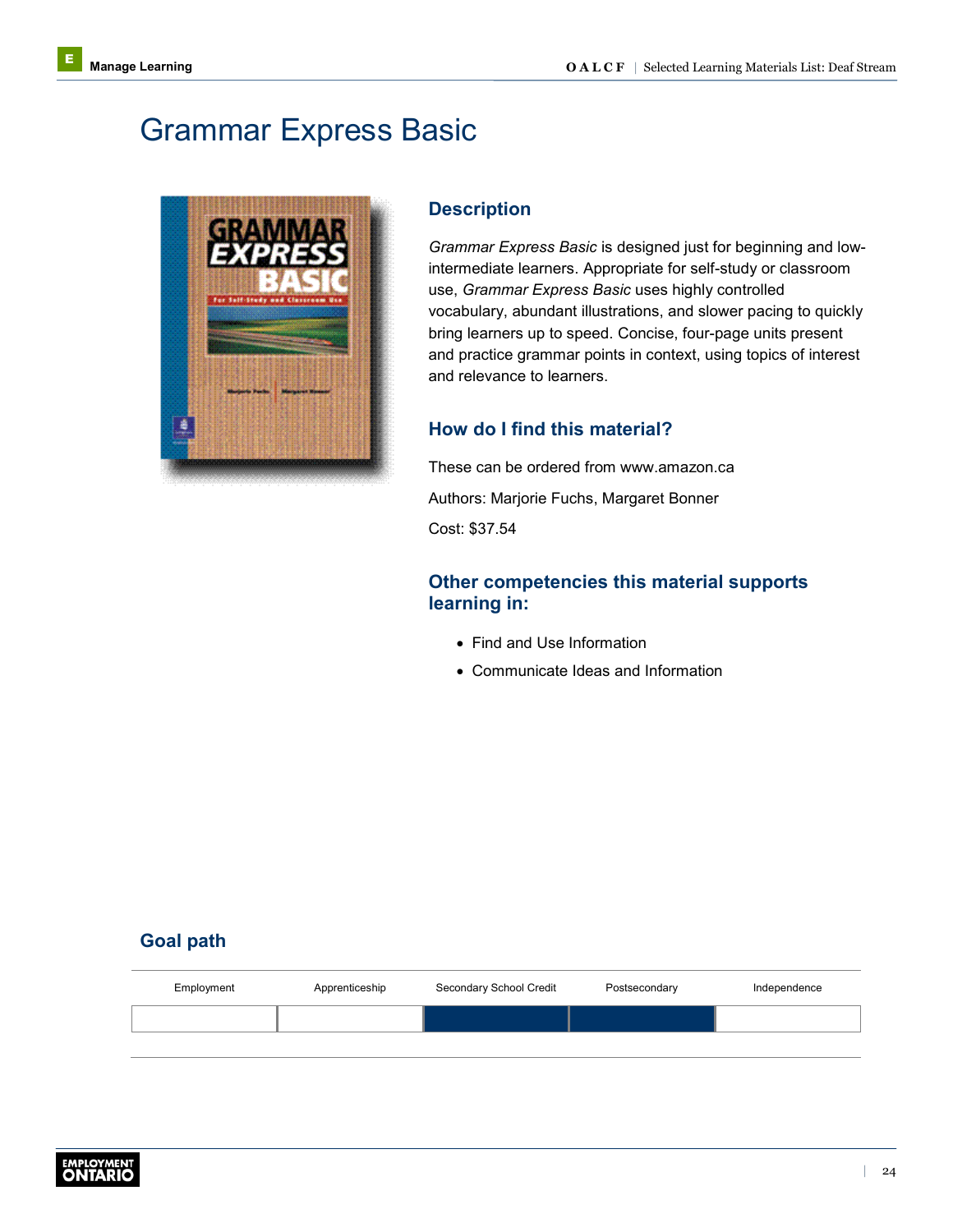# Grammar Express Basic

## Description

*Grammar Express Basic* is designed just for beginning and low-intermediate learners. Appropriate for self-study or classroom use, *Grammar Express Basic* uses highly controlled vocabulary, abundant illustrations, and slower pacing to quickly bring learners up to speed. Concise, four-page units present and practice grammar points in context, using topics of interest and relevance to learners.

## How do I find this material?

These can be ordered from www.amazon.ca

Authors: Marjorie Fuchs, Margaret Bonner

Cost: $37.54

## Other competencies this material supports learning in:

- Find and Use Information
- Communicate Ideas and Information

## Goal path

| Employment | Apprenticeship | Secondary School Credit | Postsecondary | Independence |
|---|---|---|---|---|
| | | ■ | ■ | |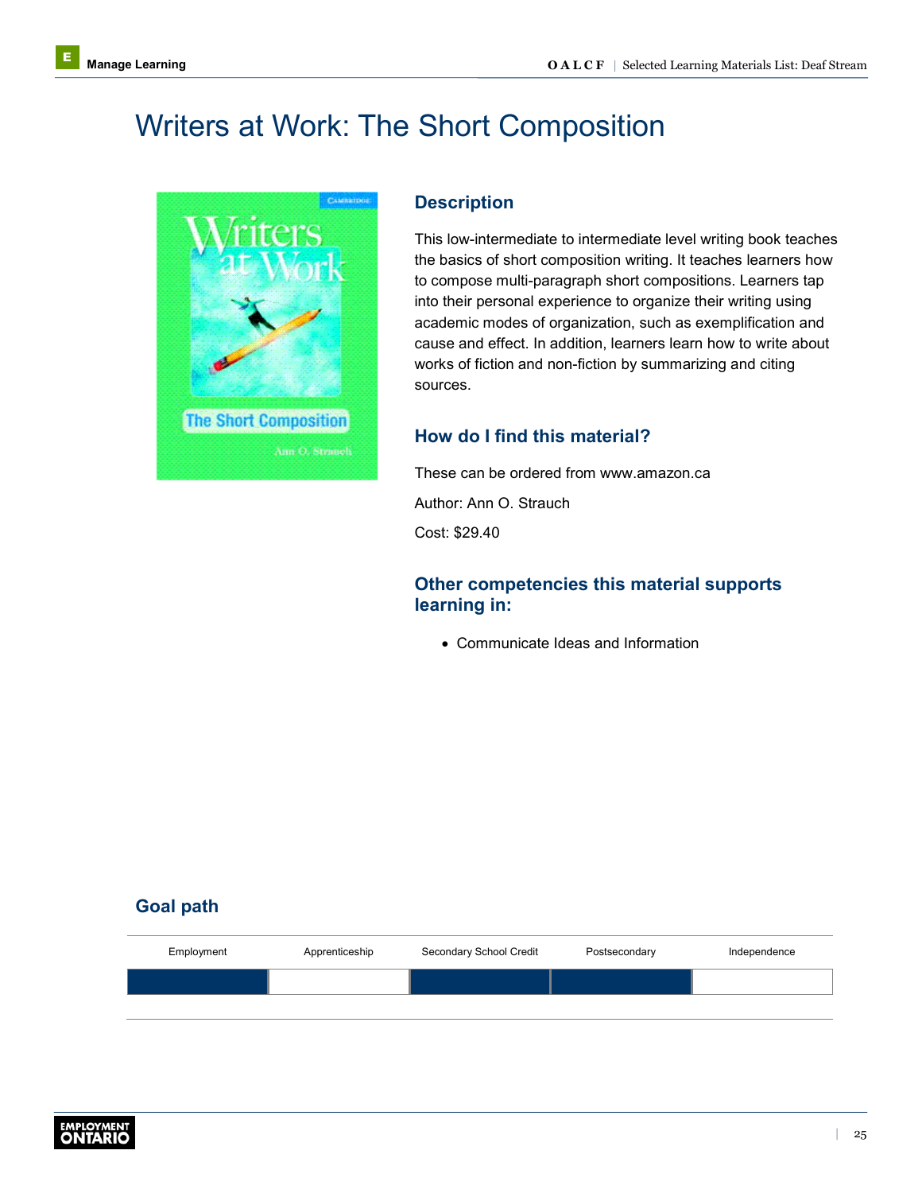# Writers at Work: The Short Composition

## Description

This low-intermediate to intermediate level writing book teaches the basics of short composition writing. It teaches learners how to compose multi-paragraph short compositions. Learners tap into their personal experience to organize their writing using academic modes of organization, such as exemplification and cause and effect. In addition, learners learn how to write about works of fiction and non-fiction by summarizing and citing sources.

## How do I find this material?

These can be ordered from www.amazon.ca

Author: Ann O. Strauch

Cost: $29.40

## Other competencies this material supports learning in:

- Communicate Ideas and Information

## Goal path

| Employment | Apprenticeship | Secondary School Credit | Postsecondary | Independence |
|---|---|---|---|---|
| ■ | | ■ | ■ | |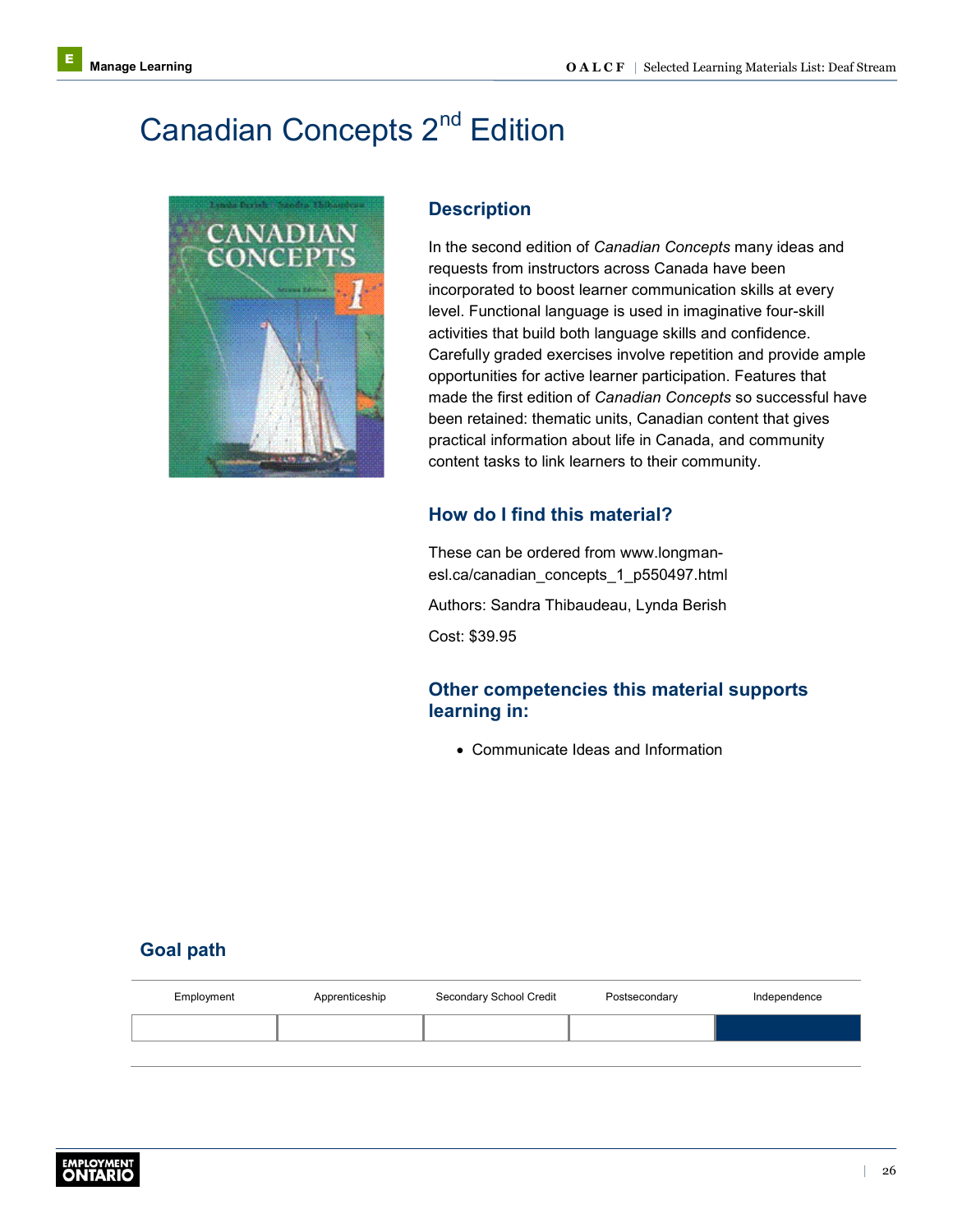# Canadian Concepts 2nd Edition

## Description

In the second edition of *Canadian Concepts* many ideas and requests from instructors across Canada have been incorporated to boost learner communication skills at every level. Functional language is used in imaginative four-skill activities that build both language skills and confidence. Carefully graded exercises involve repetition and provide ample opportunities for active learner participation. Features that made the first edition of *Canadian Concepts* so successful have been retained: thematic units, Canadian content that gives practical information about life in Canada, and community content tasks to link learners to their community.

## How do I find this material?

These can be ordered from www.longman-esl.ca/canadian_concepts_1_p550497.html

Authors: Sandra Thibaudeau, Lynda Berish

Cost: $39.95

## Other competencies this material supports learning in:

- Communicate Ideas and Information

## Goal path

| Employment | Apprenticeship | Secondary School Credit | Postsecondary | Independence |
|---|---|---|---|---|
| | | | | ■ |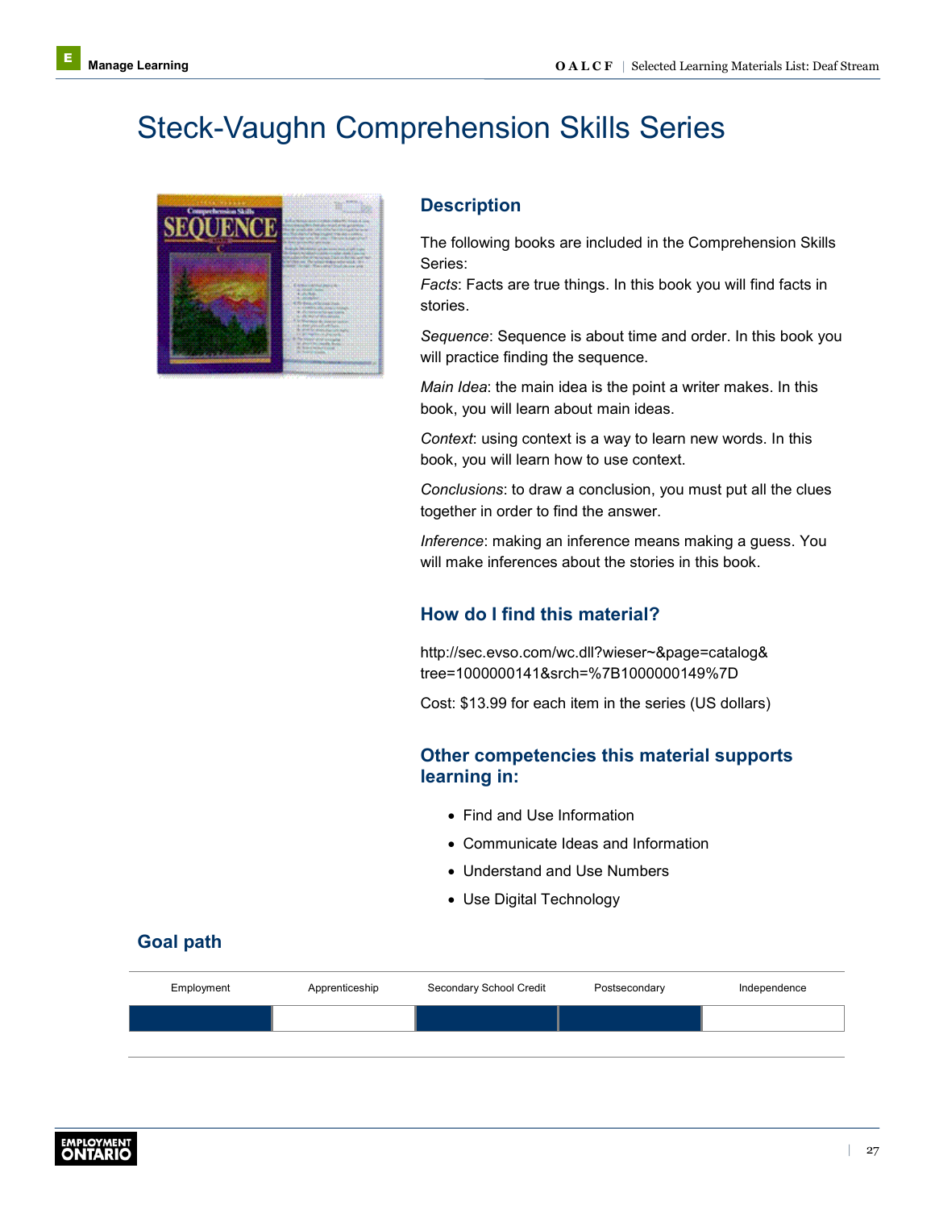# Steck-Vaughn Comprehension Skills Series

## Description

The following books are included in the Comprehension Skills Series:

*Facts*: Facts are true things. In this book you will find facts in stories.

*Sequence*: Sequence is about time and order. In this book you will practice finding the sequence.

*Main Idea*: the main idea is the point a writer makes. In this book, you will learn about main ideas.

*Context*: using context is a way to learn new words. In this book, you will learn how to use context.

*Conclusions*: to draw a conclusion, you must put all the clues together in order to find the answer.

*Inference*: making an inference means making a guess. You will make inferences about the stories in this book.

## How do I find this material?

http://sec.evso.com/wc.dll?wieser~&page=catalog&tree=1000000141&srch=%7B1000000149%7D

Cost: $13.99 for each item in the series (US dollars)

## Other competencies this material supports learning in:

- Find and Use Information
- Communicate Ideas and Information
- Understand and Use Numbers
- Use Digital Technology

## Goal path

| Employment | Apprenticeship | Secondary School Credit | Postsecondary | Independence |
|---|---|---|---|---|
| ■ | | ■ | ■ | |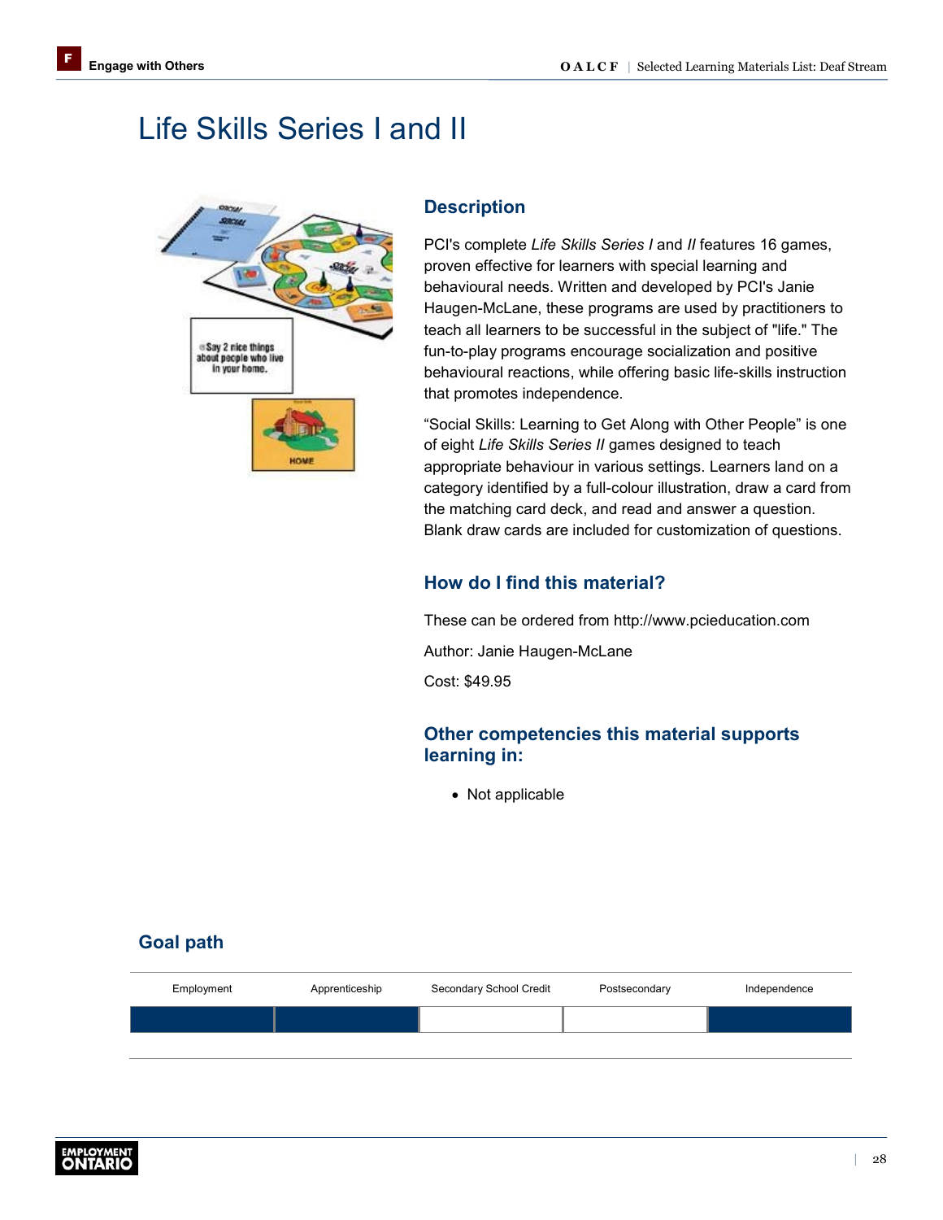# Life Skills Series I and II

## Description

PCI's complete *Life Skills Series I* and *II* features 16 games, proven effective for learners with special learning and behavioural needs. Written and developed by PCI's Janie Haugen-McLane, these programs are used by practitioners to teach all learners to be successful in the subject of "life." The fun-to-play programs encourage socialization and positive behavioural reactions, while offering basic life-skills instruction that promotes independence.

"Social Skills: Learning to Get Along with Other People" is one of eight *Life Skills Series II* games designed to teach appropriate behaviour in various settings. Learners land on a category identified by a full-colour illustration, draw a card from the matching card deck, and read and answer a question. Blank draw cards are included for customization of questions.

## How do I find this material?

These can be ordered from http://www.pcieducation.com

Author: Janie Haugen-McLane

Cost: $49.95

## Other competencies this material supports learning in:

- Not applicable

## Goal path

| Employment | Apprenticeship | Secondary School Credit | Postsecondary | Independence |
|---|---|---|---|---|
| ■ | ■ | | | ■ |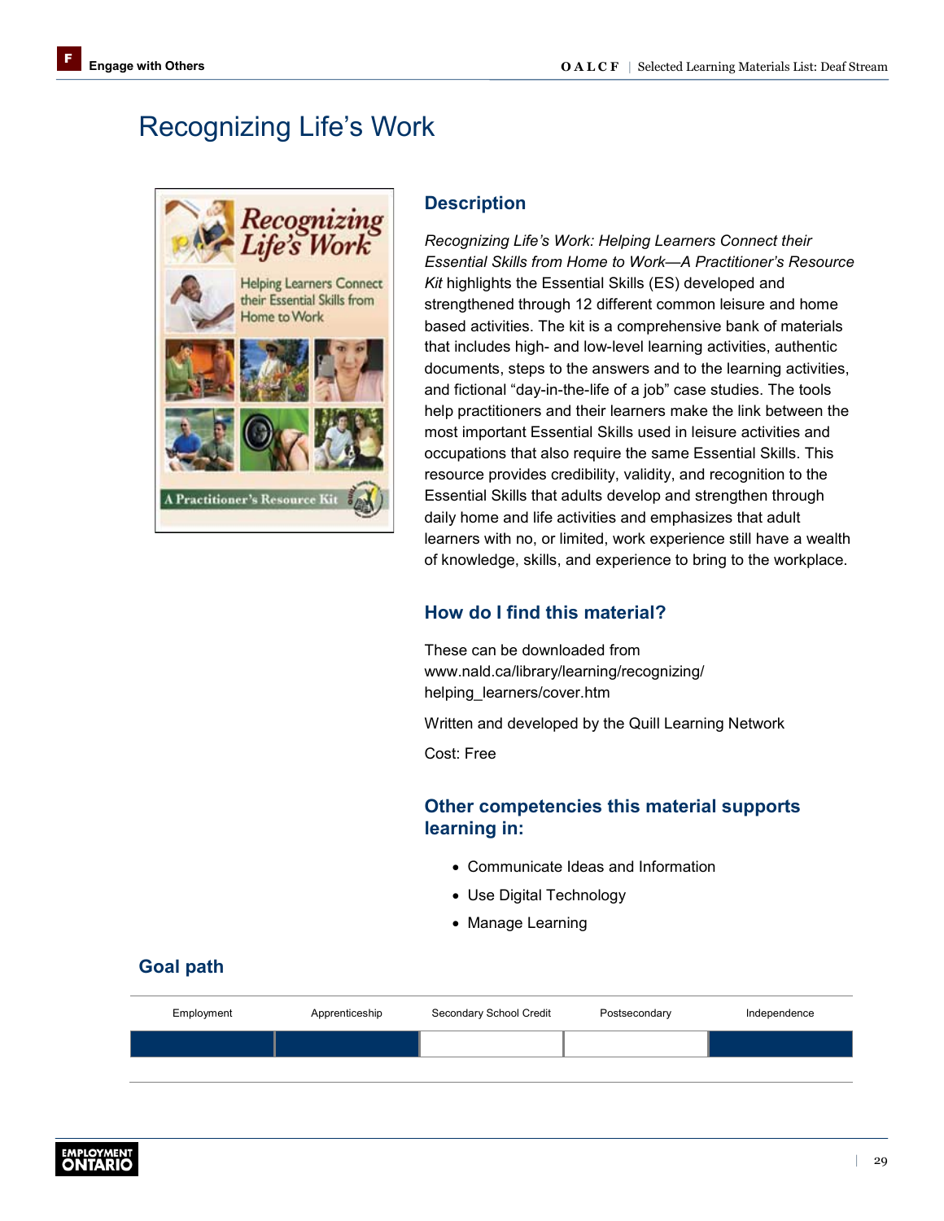# Recognizing Life's Work

## Description

*Recognizing Life's Work: Helping Learners Connect their Essential Skills from Home to Work—A Practitioner's Resource Kit* highlights the Essential Skills (ES) developed and strengthened through 12 different common leisure and home based activities. The kit is a comprehensive bank of materials that includes high- and low-level learning activities, authentic documents, steps to the answers and to the learning activities, and fictional "day-in-the-life of a job" case studies. The tools help practitioners and their learners make the link between the most important Essential Skills used in leisure activities and occupations that also require the same Essential Skills. This resource provides credibility, validity, and recognition to the Essential Skills that adults develop and strengthen through daily home and life activities and emphasizes that adult learners with no, or limited, work experience still have a wealth of knowledge, skills, and experience to bring to the workplace.

## How do I find this material?

These can be downloaded from www.nald.ca/library/learning/recognizing/helping_learners/cover.htm

Written and developed by the Quill Learning Network

Cost: Free

## Other competencies this material supports learning in:

- Communicate Ideas and Information
- Use Digital Technology
- Manage Learning

## Goal path

| Employment | Apprenticeship | Secondary School Credit | Postsecondary | Independence |
|---|---|---|---|---|
| ✓ | ✓ | | | ✓ |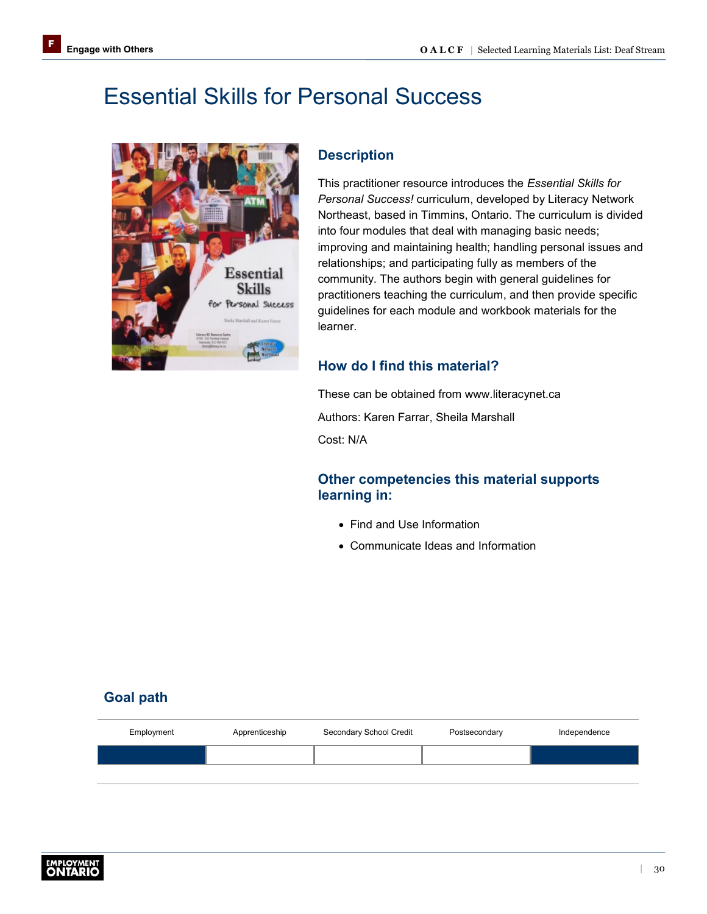# Essential Skills for Personal Success

## Description

This practitioner resource introduces the *Essential Skills for Personal Success!* curriculum, developed by Literacy Network Northeast, based in Timmins, Ontario. The curriculum is divided into four modules that deal with managing basic needs; improving and maintaining health; handling personal issues and relationships; and participating fully as members of the community. The authors begin with general guidelines for practitioners teaching the curriculum, and then provide specific guidelines for each module and workbook materials for the learner.

## How do I find this material?

These can be obtained from www.literacynet.ca

Authors: Karen Farrar, Sheila Marshall

Cost: N/A

## Other competencies this material supports learning in:

- Find and Use Information
- Communicate Ideas and Information

## Goal path

| Employment | Apprenticeship | Secondary School Credit | Postsecondary | Independence |
| --- | --- | --- | --- | --- |
| ■ | | | | ■ |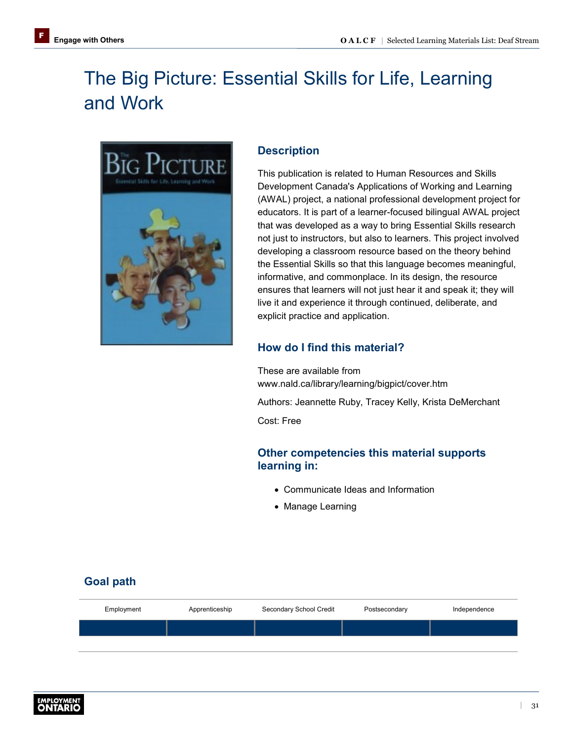# The Big Picture: Essential Skills for Life, Learning and Work

### Description

This publication is related to Human Resources and Skills Development Canada's Applications of Working and Learning (AWAL) project, a national professional development project for educators. It is part of a learner-focused bilingual AWAL project that was developed as a way to bring Essential Skills research not just to instructors, but also to learners. This project involved developing a classroom resource based on the theory behind the Essential Skills so that this language becomes meaningful, informative, and commonplace. In its design, the resource ensures that learners will not just hear it and speak it; they will live it and experience it through continued, deliberate, and explicit practice and application.

### How do I find this material?

These are available from www.nald.ca/library/learning/bigpict/cover.htm

Authors: Jeannette Ruby, Tracey Kelly, Krista DeMerchant

Cost: Free

### Other competencies this material supports learning in:

- Communicate Ideas and Information
- Manage Learning

### Goal path

| Employment | Apprenticeship | Secondary School Credit | Postsecondary | Independence |
|---|---|---|---|---|
| ■ | ■ | ■ | ■ | ■ |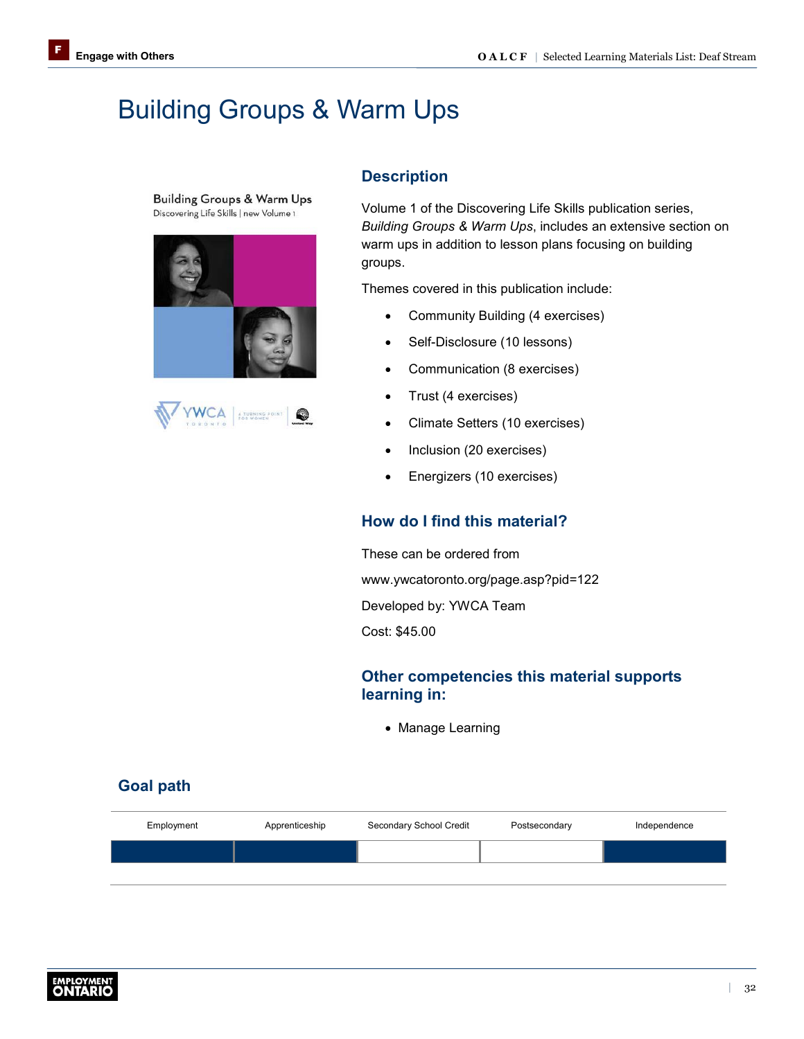# Building Groups & Warm Ups

## Description

Volume 1 of the Discovering Life Skills publication series, *Building Groups & Warm Ups*, includes an extensive section on warm ups in addition to lesson plans focusing on building groups.

Themes covered in this publication include:

- Community Building (4 exercises)
- Self-Disclosure (10 lessons)
- Communication (8 exercises)
- Trust (4 exercises)
- Climate Setters (10 exercises)
- Inclusion (20 exercises)
- Energizers (10 exercises)

## How do I find this material?

These can be ordered from

www.ywcatoronto.org/page.asp?pid=122

Developed by: YWCA Team

Cost: $45.00

## Other competencies this material supports learning in:

- Manage Learning

## Goal path

| Employment | Apprenticeship | Secondary School Credit | Postsecondary | Independence |
|---|---|---|---|---|